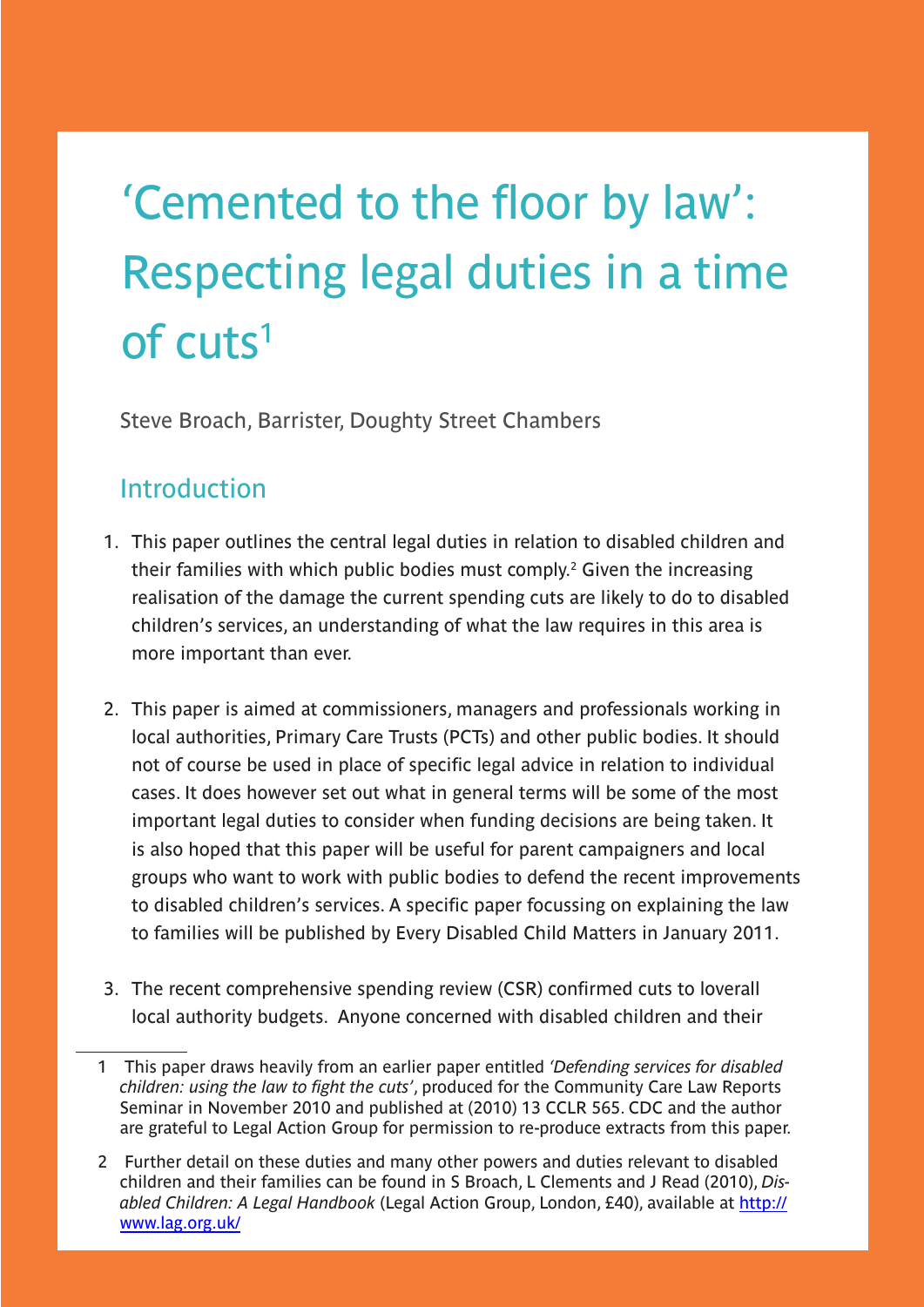# 'Cemented to the floor by law': Respecting legal duties in a time of cuts[1]

Steve Broach, Barrister, Doughty Street Chambers

## Introduction

1. This paper outlines the central legal duties in relation to disabled children and their families with which public bodies must comply.[2] Given the increasing realisation of the damage the current spending cuts are likely to do to disabled children's services, an understanding of what the law requires in this area is more important than ever.

2. This paper is aimed at commissioners, managers and professionals working in local authorities, Primary Care Trusts (PCTs) and other public bodies. It should not of course be used in place of specific legal advice in relation to individual cases. It does however set out what in general terms will be some of the most important legal duties to consider when funding decisions are being taken. It is also hoped that this paper will be useful for parent campaigners and local groups who want to work with public bodies to defend the recent improvements to disabled children's services. A specific paper focussing on explaining the law to families will be published by Every Disabled Child Matters in January 2011.

3. The recent comprehensive spending review (CSR) confirmed cuts to loverall local authority budgets. Anyone concerned with disabled children and their

---

1 This paper draws heavily from an earlier paper entitled *'Defending services for disabled children: using the law to fight the cuts'*, produced for the Community Care Law Reports Seminar in November 2010 and published at (2010) 13 CCLR 565. CDC and the author are grateful to Legal Action Group for permission to re-produce extracts from this paper.

2 Further detail on these duties and many other powers and duties relevant to disabled children and their families can be found in S Broach, L Clements and J Read (2010), *Disabled Children: A Legal Handbook* (Legal Action Group, London, £40), available at http://www.lag.org.uk/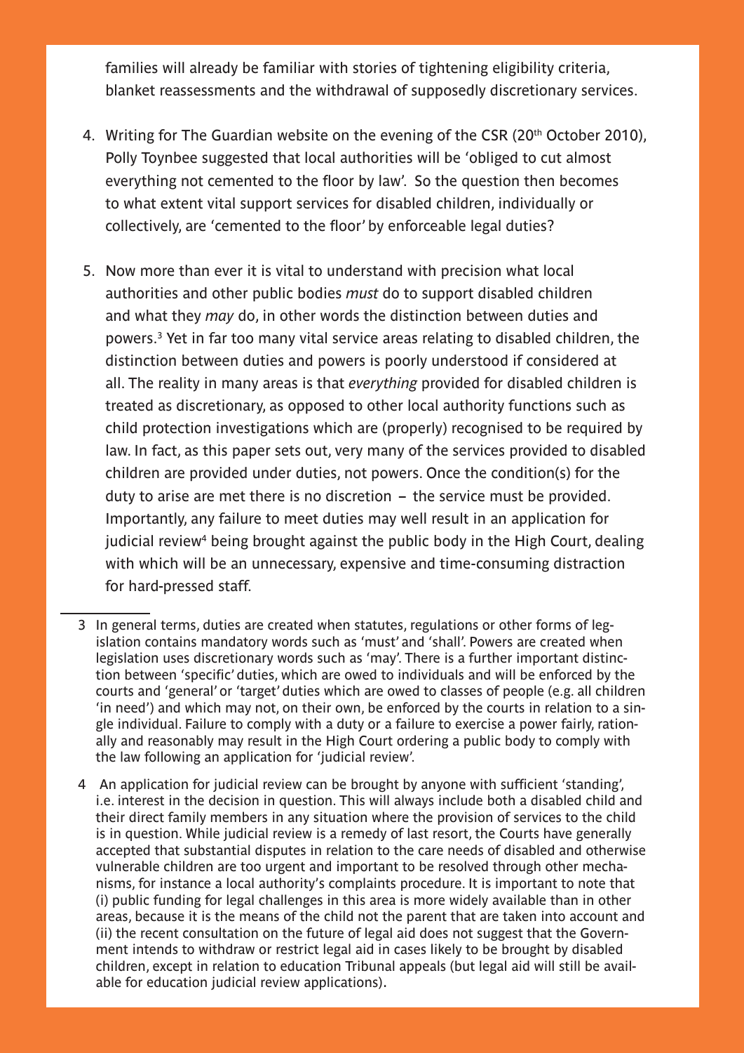families will already be familiar with stories of tightening eligibility criteria, blanket reassessments and the withdrawal of supposedly discretionary services.

4. Writing for The Guardian website on the evening of the CSR (20th October 2010), Polly Toynbee suggested that local authorities will be 'obliged to cut almost everything not cemented to the floor by law'. So the question then becomes to what extent vital support services for disabled children, individually or collectively, are 'cemented to the floor' by enforceable legal duties?

5. Now more than ever it is vital to understand with precision what local authorities and other public bodies *must* do to support disabled children and what they *may* do, in other words the distinction between duties and powers.[3] Yet in far too many vital service areas relating to disabled children, the distinction between duties and powers is poorly understood if considered at all. The reality in many areas is that *everything* provided for disabled children is treated as discretionary, as opposed to other local authority functions such as child protection investigations which are (properly) recognised to be required by law. In fact, as this paper sets out, very many of the services provided to disabled children are provided under duties, not powers. Once the condition(s) for the duty to arise are met there is no discretion – the service must be provided. Importantly, any failure to meet duties may well result in an application for judicial review[4] being brought against the public body in the High Court, dealing with which will be an unnecessary, expensive and time-consuming distraction for hard-pressed staff.

---

3 In general terms, duties are created when statutes, regulations or other forms of legislation contains mandatory words such as 'must' and 'shall'. Powers are created when legislation uses discretionary words such as 'may'. There is a further important distinction between 'specific' duties, which are owed to individuals and will be enforced by the courts and 'general' or 'target' duties which are owed to classes of people (e.g. all children 'in need') and which may not, on their own, be enforced by the courts in relation to a single individual. Failure to comply with a duty or a failure to exercise a power fairly, rationally and reasonably may result in the High Court ordering a public body to comply with the law following an application for 'judicial review'.

4 An application for judicial review can be brought by anyone with sufficient 'standing', i.e. interest in the decision in question. This will always include both a disabled child and their direct family members in any situation where the provision of services to the child is in question. While judicial review is a remedy of last resort, the Courts have generally accepted that substantial disputes in relation to the care needs of disabled and otherwise vulnerable children are too urgent and important to be resolved through other mechanisms, for instance a local authority's complaints procedure. It is important to note that (i) public funding for legal challenges in this area is more widely available than in other areas, because it is the means of the child not the parent that are taken into account and (ii) the recent consultation on the future of legal aid does not suggest that the Government intends to withdraw or restrict legal aid in cases likely to be brought by disabled children, except in relation to education Tribunal appeals (but legal aid will still be available for education judicial review applications).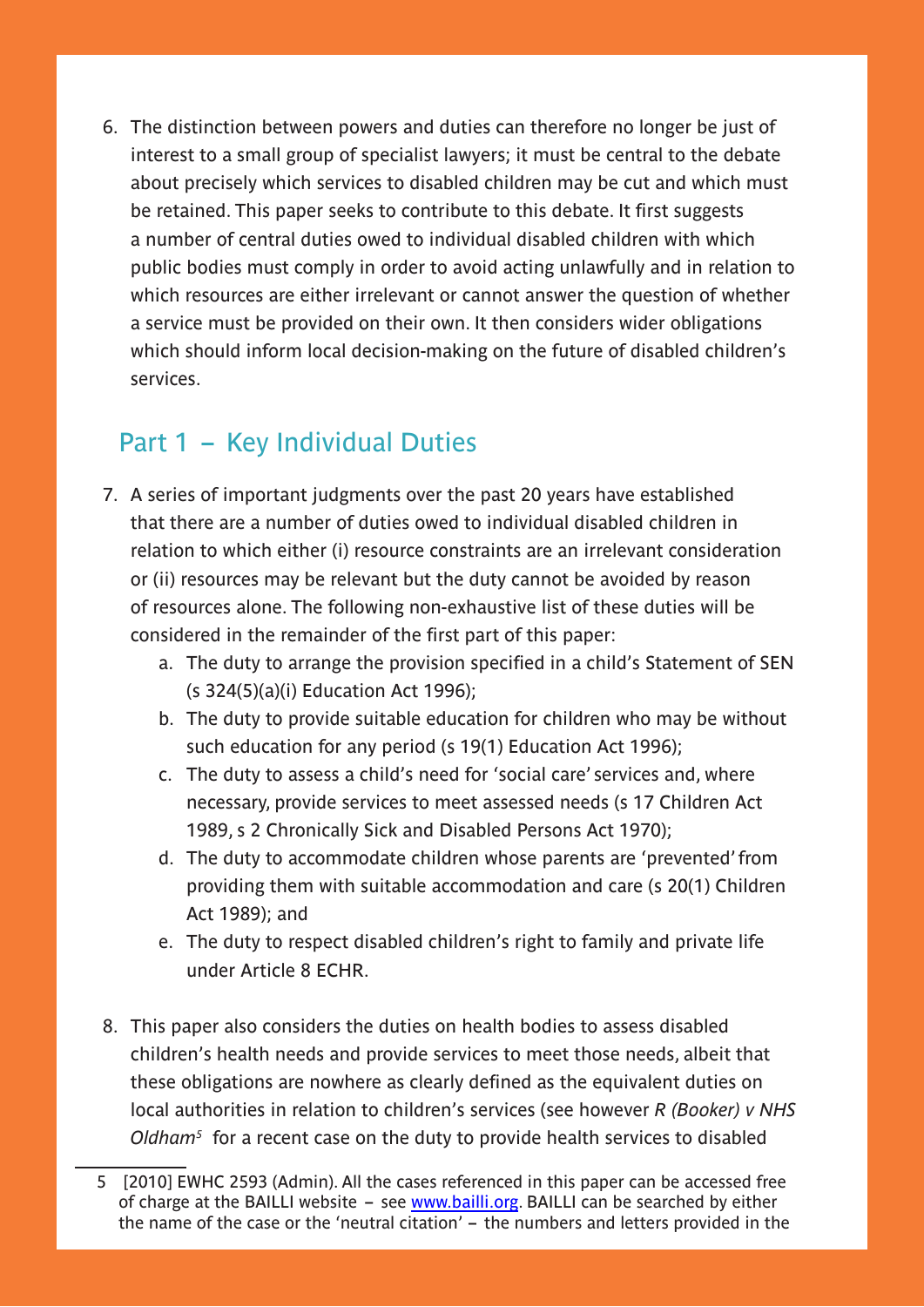6. The distinction between powers and duties can therefore no longer be just of interest to a small group of specialist lawyers; it must be central to the debate about precisely which services to disabled children may be cut and which must be retained. This paper seeks to contribute to this debate. It first suggests a number of central duties owed to individual disabled children with which public bodies must comply in order to avoid acting unlawfully and in relation to which resources are either irrelevant or cannot answer the question of whether a service must be provided on their own. It then considers wider obligations which should inform local decision-making on the future of disabled children's services.

## Part 1 – Key Individual Duties

7. A series of important judgments over the past 20 years have established that there are a number of duties owed to individual disabled children in relation to which either (i) resource constraints are an irrelevant consideration or (ii) resources may be relevant but the duty cannot be avoided by reason of resources alone. The following non-exhaustive list of these duties will be considered in the remainder of the first part of this paper:
   a. The duty to arrange the provision specified in a child's Statement of SEN (s 324(5)(a)(i) Education Act 1996);
   b. The duty to provide suitable education for children who may be without such education for any period (s 19(1) Education Act 1996);
   c. The duty to assess a child's need for 'social care' services and, where necessary, provide services to meet assessed needs (s 17 Children Act 1989, s 2 Chronically Sick and Disabled Persons Act 1970);
   d. The duty to accommodate children whose parents are 'prevented' from providing them with suitable accommodation and care (s 20(1) Children Act 1989); and
   e. The duty to respect disabled children's right to family and private life under Article 8 ECHR.

8. This paper also considers the duties on health bodies to assess disabled children's health needs and provide services to meet those needs, albeit that these obligations are nowhere as clearly defined as the equivalent duties on local authorities in relation to children's services (see however *R (Booker) v NHS Oldham*[5] for a recent case on the duty to provide health services to disabled

---

5 [2010] EWHC 2593 (Admin). All the cases referenced in this paper can be accessed free of charge at the BAILLI website – see www.bailli.org. BAILLI can be searched by either the name of the case or the 'neutral citation' – the numbers and letters provided in the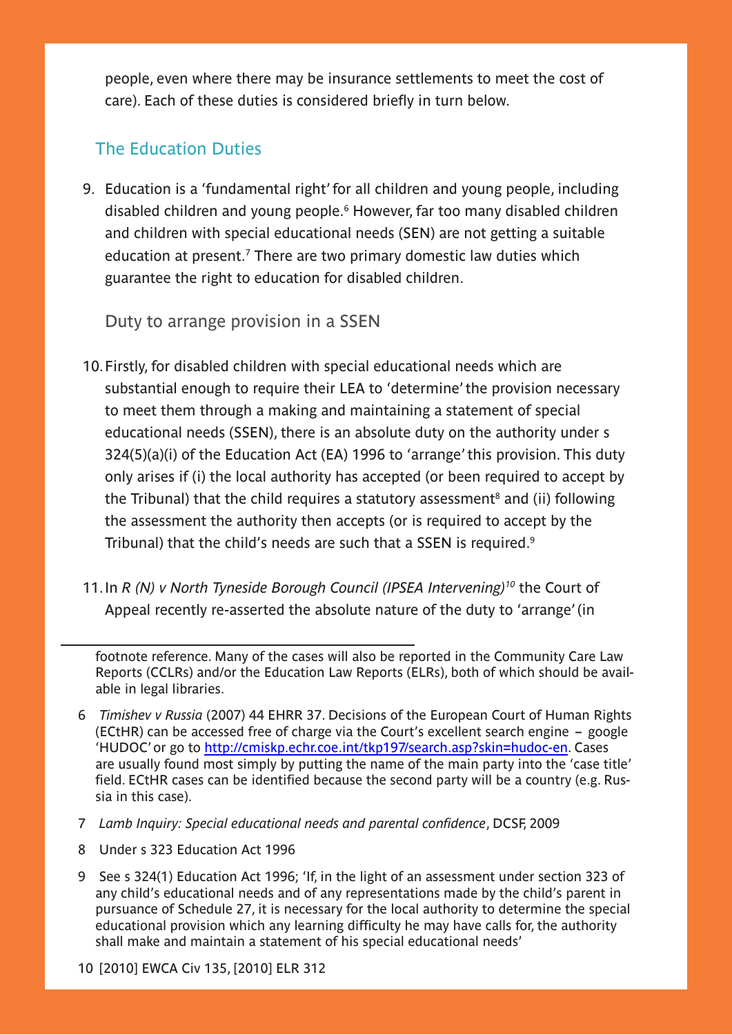people, even where there may be insurance settlements to meet the cost of care). Each of these duties is considered briefly in turn below.

## The Education Duties

9. Education is a 'fundamental right' for all children and young people, including disabled children and young people.[6] However, far too many disabled children and children with special educational needs (SEN) are not getting a suitable education at present.[7] There are two primary domestic law duties which guarantee the right to education for disabled children.

### Duty to arrange provision in a SSEN

10. Firstly, for disabled children with special educational needs which are substantial enough to require their LEA to 'determine' the provision necessary to meet them through a making and maintaining a statement of special educational needs (SSEN), there is an absolute duty on the authority under s 324(5)(a)(i) of the Education Act (EA) 1996 to 'arrange' this provision. This duty only arises if (i) the local authority has accepted (or been required to accept by the Tribunal) that the child requires a statutory assessment[8] and (ii) following the assessment the authority then accepts (or is required to accept by the Tribunal) that the child's needs are such that a SSEN is required.[9]

11. In *R (N) v North Tyneside Borough Council (IPSEA Intervening)*[10] the Court of Appeal recently re-asserted the absolute nature of the duty to 'arrange' (in

---

footnote reference. Many of the cases will also be reported in the Community Care Law Reports (CCLRs) and/or the Education Law Reports (ELRs), both of which should be available in legal libraries.

6 *Timishev v Russia* (2007) 44 EHRR 37. Decisions of the European Court of Human Rights (ECtHR) can be accessed free of charge via the Court's excellent search engine – google 'HUDOC' or go to http://cmiskp.echr.coe.int/tkp197/search.asp?skin=hudoc-en. Cases are usually found most simply by putting the name of the main party into the 'case title' field. ECtHR cases can be identified because the second party will be a country (e.g. Russia in this case).

7 *Lamb Inquiry: Special educational needs and parental confidence*, DCSF, 2009

8 Under s 323 Education Act 1996

9 See s 324(1) Education Act 1996; 'If, in the light of an assessment under section 323 of any child's educational needs and of any representations made by the child's parent in pursuance of Schedule 27, it is necessary for the local authority to determine the special educational provision which any learning difficulty he may have calls for, the authority shall make and maintain a statement of his special educational needs'

10 [2010] EWCA Civ 135, [2010] ELR 312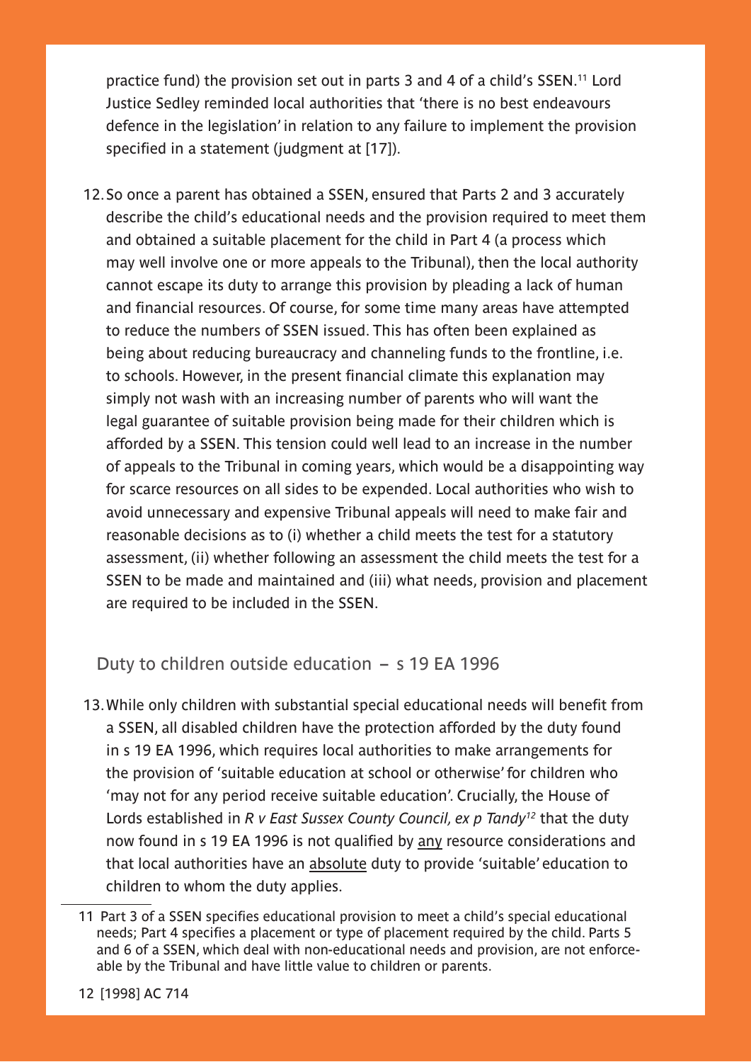practice fund) the provision set out in parts 3 and 4 of a child's SSEN.[11] Lord Justice Sedley reminded local authorities that 'there is no best endeavours defence in the legislation' in relation to any failure to implement the provision specified in a statement (judgment at [17]).

12. So once a parent has obtained a SSEN, ensured that Parts 2 and 3 accurately describe the child's educational needs and the provision required to meet them and obtained a suitable placement for the child in Part 4 (a process which may well involve one or more appeals to the Tribunal), then the local authority cannot escape its duty to arrange this provision by pleading a lack of human and financial resources. Of course, for some time many areas have attempted to reduce the numbers of SSEN issued. This has often been explained as being about reducing bureaucracy and channeling funds to the frontline, i.e. to schools. However, in the present financial climate this explanation may simply not wash with an increasing number of parents who will want the legal guarantee of suitable provision being made for their children which is afforded by a SSEN. This tension could well lead to an increase in the number of appeals to the Tribunal in coming years, which would be a disappointing way for scarce resources on all sides to be expended. Local authorities who wish to avoid unnecessary and expensive Tribunal appeals will need to make fair and reasonable decisions as to (i) whether a child meets the test for a statutory assessment, (ii) whether following an assessment the child meets the test for a SSEN to be made and maintained and (iii) what needs, provision and placement are required to be included in the SSEN.

## Duty to children outside education – s 19 EA 1996

13. While only children with substantial special educational needs will benefit from a SSEN, all disabled children have the protection afforded by the duty found in s 19 EA 1996, which requires local authorities to make arrangements for the provision of 'suitable education at school or otherwise' for children who 'may not for any period receive suitable education'. Crucially, the House of Lords established in *R v East Sussex County Council, ex p Tandy*[12] that the duty now found in s 19 EA 1996 is not qualified by any resource considerations and that local authorities have an absolute duty to provide 'suitable' education to children to whom the duty applies.

---

11 Part 3 of a SSEN specifies educational provision to meet a child's special educational needs; Part 4 specifies a placement or type of placement required by the child. Parts 5 and 6 of a SSEN, which deal with non-educational needs and provision, are not enforceable by the Tribunal and have little value to children or parents.

12 [1998] AC 714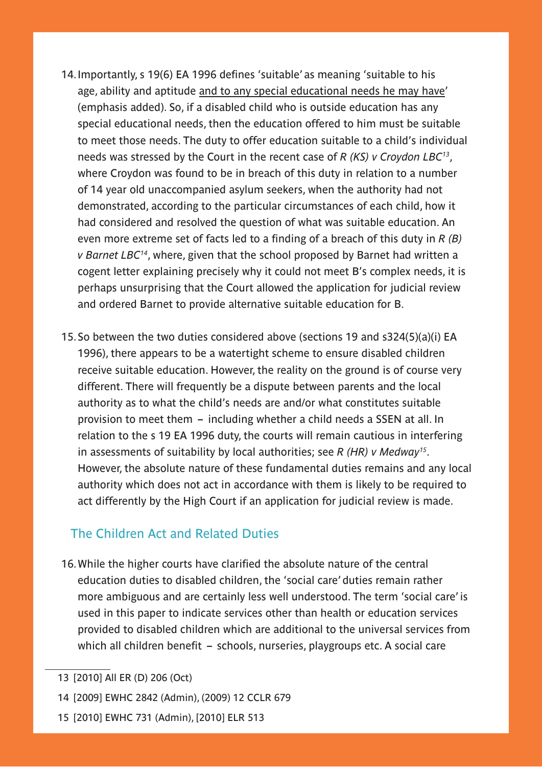14. Importantly, s 19(6) EA 1996 defines 'suitable' as meaning 'suitable to his age, ability and aptitude <u>and to any special educational needs he may have</u>' (emphasis added). So, if a disabled child who is outside education has any special educational needs, then the education offered to him must be suitable to meet those needs. The duty to offer education suitable to a child's individual needs was stressed by the Court in the recent case of *R (KS) v Croydon LBC*[13], where Croydon was found to be in breach of this duty in relation to a number of 14 year old unaccompanied asylum seekers, when the authority had not demonstrated, according to the particular circumstances of each child, how it had considered and resolved the question of what was suitable education. An even more extreme set of facts led to a finding of a breach of this duty in *R (B) v Barnet LBC*[14], where, given that the school proposed by Barnet had written a cogent letter explaining precisely why it could not meet B's complex needs, it is perhaps unsurprising that the Court allowed the application for judicial review and ordered Barnet to provide alternative suitable education for B.

15. So between the two duties considered above (sections 19 and s324(5)(a)(i) EA 1996), there appears to be a watertight scheme to ensure disabled children receive suitable education. However, the reality on the ground is of course very different. There will frequently be a dispute between parents and the local authority as to what the child's needs are and/or what constitutes suitable provision to meet them – including whether a child needs a SSEN at all. In relation to the s 19 EA 1996 duty, the courts will remain cautious in interfering in assessments of suitability by local authorities; see *R (HR) v Medway*[15]. However, the absolute nature of these fundamental duties remains and any local authority which does not act in accordance with them is likely to be required to act differently by the High Court if an application for judicial review is made.

## The Children Act and Related Duties

16. While the higher courts have clarified the absolute nature of the central education duties to disabled children, the 'social care' duties remain rather more ambiguous and are certainly less well understood. The term 'social care' is used in this paper to indicate services other than health or education services provided to disabled children which are additional to the universal services from which all children benefit – schools, nurseries, playgroups etc. A social care

---

13 [2010] All ER (D) 206 (Oct)

14 [2009] EWHC 2842 (Admin), (2009) 12 CCLR 679

15 [2010] EWHC 731 (Admin), [2010] ELR 513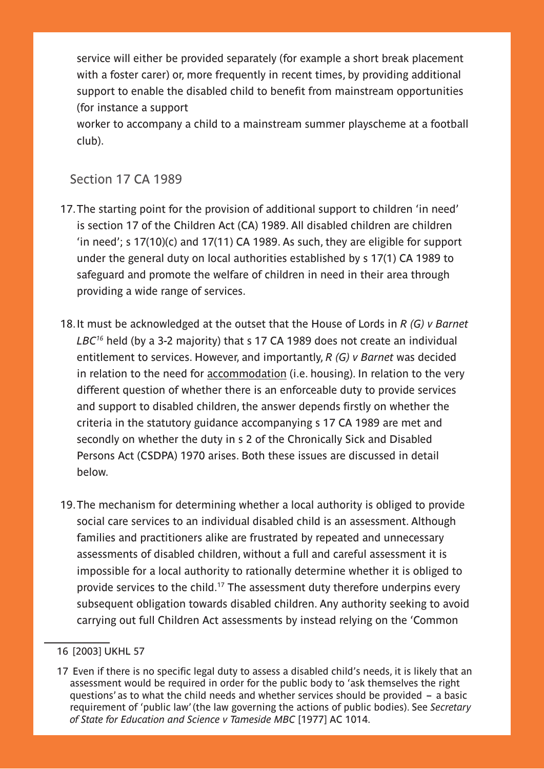service will either be provided separately (for example a short break placement with a foster carer) or, more frequently in recent times, by providing additional support to enable the disabled child to benefit from mainstream opportunities (for instance a support worker to accompany a child to a mainstream summer playscheme at a football club).

## Section 17 CA 1989

17. The starting point for the provision of additional support to children 'in need' is section 17 of the Children Act (CA) 1989. All disabled children are children 'in need'; s 17(10)(c) and 17(11) CA 1989. As such, they are eligible for support under the general duty on local authorities established by s 17(1) CA 1989 to safeguard and promote the welfare of children in need in their area through providing a wide range of services.

18. It must be acknowledged at the outset that the House of Lords in *R (G) v Barnet LBC*[16] held (by a 3-2 majority) that s 17 CA 1989 does not create an individual entitlement to services. However, and importantly, *R (G) v Barnet* was decided in relation to the need for <u>accommodation</u> (i.e. housing). In relation to the very different question of whether there is an enforceable duty to provide services and support to disabled children, the answer depends firstly on whether the criteria in the statutory guidance accompanying s 17 CA 1989 are met and secondly on whether the duty in s 2 of the Chronically Sick and Disabled Persons Act (CSDPA) 1970 arises. Both these issues are discussed in detail below.

19. The mechanism for determining whether a local authority is obliged to provide social care services to an individual disabled child is an assessment. Although families and practitioners alike are frustrated by repeated and unnecessary assessments of disabled children, without a full and careful assessment it is impossible for a local authority to rationally determine whether it is obliged to provide services to the child.[17] The assessment duty therefore underpins every subsequent obligation towards disabled children. Any authority seeking to avoid carrying out full Children Act assessments by instead relying on the 'Common

---

16 [2003] UKHL 57

17 Even if there is no specific legal duty to assess a disabled child's needs, it is likely that an assessment would be required in order for the public body to 'ask themselves the right questions' as to what the child needs and whether services should be provided – a basic requirement of 'public law' (the law governing the actions of public bodies). See *Secretary of State for Education and Science v Tameside MBC* [1977] AC 1014.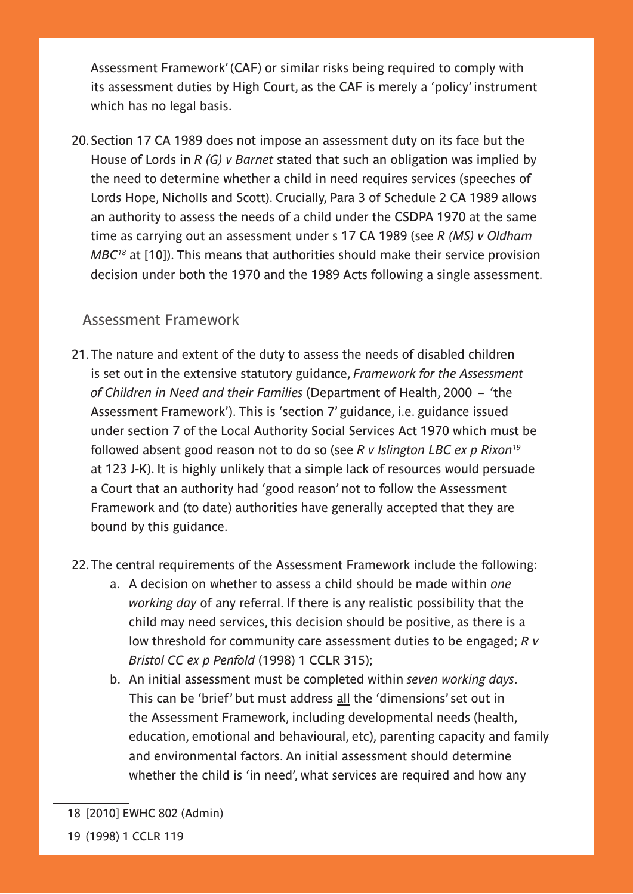Assessment Framework' (CAF) or similar risks being required to comply with its assessment duties by High Court, as the CAF is merely a 'policy' instrument which has no legal basis.

20. Section 17 CA 1989 does not impose an assessment duty on its face but the House of Lords in *R (G) v Barnet* stated that such an obligation was implied by the need to determine whether a child in need requires services (speeches of Lords Hope, Nicholls and Scott). Crucially, Para 3 of Schedule 2 CA 1989 allows an authority to assess the needs of a child under the CSDPA 1970 at the same time as carrying out an assessment under s 17 CA 1989 (see *R (MS) v Oldham MBC*[18] at [10]). This means that authorities should make their service provision decision under both the 1970 and the 1989 Acts following a single assessment.

## Assessment Framework

21. The nature and extent of the duty to assess the needs of disabled children is set out in the extensive statutory guidance, *Framework for the Assessment of Children in Need and their Families* (Department of Health, 2000 – 'the Assessment Framework'). This is 'section 7' guidance, i.e. guidance issued under section 7 of the Local Authority Social Services Act 1970 which must be followed absent good reason not to do so (see *R v Islington LBC ex p Rixon*[19] at 123 J-K). It is highly unlikely that a simple lack of resources would persuade a Court that an authority had 'good reason' not to follow the Assessment Framework and (to date) authorities have generally accepted that they are bound by this guidance.

22. The central requirements of the Assessment Framework include the following:
    a. A decision on whether to assess a child should be made within *one working day* of any referral. If there is any realistic possibility that the child may need services, this decision should be positive, as there is a low threshold for community care assessment duties to be engaged; *R v Bristol CC ex p Penfold* (1998) 1 CCLR 315);
    b. An initial assessment must be completed within *seven working days*. This can be 'brief' but must address <u>all</u> the 'dimensions' set out in the Assessment Framework, including developmental needs (health, education, emotional and behavioural, etc), parenting capacity and family and environmental factors. An initial assessment should determine whether the child is 'in need', what services are required and how any

18 [2010] EWHC 802 (Admin)

19 (1998) 1 CCLR 119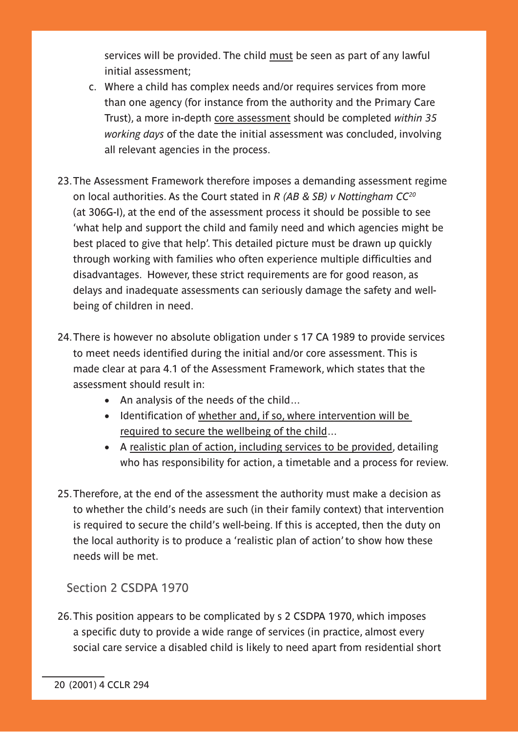services will be provided. The child <u>must</u> be seen as part of any lawful initial assessment;

c. Where a child has complex needs and/or requires services from more than one agency (for instance from the authority and the Primary Care Trust), a more in-depth <u>core assessment</u> should be completed *within 35 working days* of the date the initial assessment was concluded, involving all relevant agencies in the process.

23. The Assessment Framework therefore imposes a demanding assessment regime on local authorities. As the Court stated in *R (AB & SB) v Nottingham CC*[20] (at 306G-I), at the end of the assessment process it should be possible to see 'what help and support the child and family need and which agencies might be best placed to give that help'. This detailed picture must be drawn up quickly through working with families who often experience multiple difficulties and disadvantages. However, these strict requirements are for good reason, as delays and inadequate assessments can seriously damage the safety and well-being of children in need.

24. There is however no absolute obligation under s 17 CA 1989 to provide services to meet needs identified during the initial and/or core assessment. This is made clear at para 4.1 of the Assessment Framework, which states that the assessment should result in:
    - An analysis of the needs of the child…
    - Identification of <u>whether and, if so, where intervention will be required to secure the wellbeing of the child</u>…
    - A <u>realistic plan of action, including services to be provided</u>, detailing who has responsibility for action, a timetable and a process for review.

25. Therefore, at the end of the assessment the authority must make a decision as to whether the child's needs are such (in their family context) that intervention is required to secure the child's well-being. If this is accepted, then the duty on the local authority is to produce a 'realistic plan of action' to show how these needs will be met.

## Section 2 CSDPA 1970

26. This position appears to be complicated by s 2 CSDPA 1970, which imposes a specific duty to provide a wide range of services (in practice, almost every social care service a disabled child is likely to need apart from residential short

---

20 (2001) 4 CCLR 294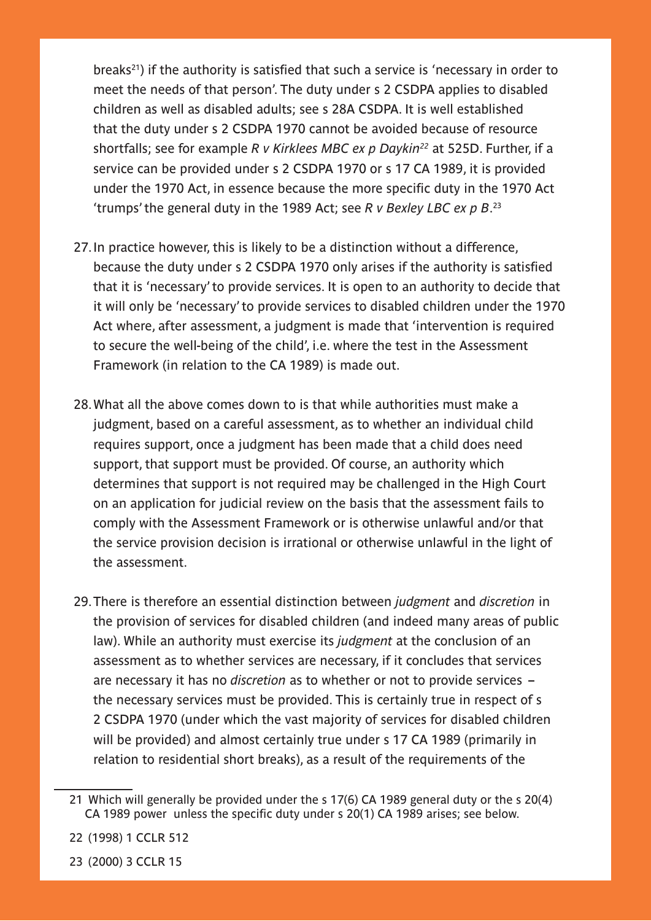breaks[21]) if the authority is satisfied that such a service is 'necessary in order to meet the needs of that person'. The duty under s 2 CSDPA applies to disabled children as well as disabled adults; see s 28A CSDPA. It is well established that the duty under s 2 CSDPA 1970 cannot be avoided because of resource shortfalls; see for example *R v Kirklees MBC ex p Daykin*[22] at 525D. Further, if a service can be provided under s 2 CSDPA 1970 or s 17 CA 1989, it is provided under the 1970 Act, in essence because the more specific duty in the 1970 Act 'trumps' the general duty in the 1989 Act; see *R v Bexley LBC ex p B*.[23]

27. In practice however, this is likely to be a distinction without a difference, because the duty under s 2 CSDPA 1970 only arises if the authority is satisfied that it is 'necessary' to provide services. It is open to an authority to decide that it will only be 'necessary' to provide services to disabled children under the 1970 Act where, after assessment, a judgment is made that 'intervention is required to secure the well-being of the child', i.e. where the test in the Assessment Framework (in relation to the CA 1989) is made out.

28. What all the above comes down to is that while authorities must make a judgment, based on a careful assessment, as to whether an individual child requires support, once a judgment has been made that a child does need support, that support must be provided. Of course, an authority which determines that support is not required may be challenged in the High Court on an application for judicial review on the basis that the assessment fails to comply with the Assessment Framework or is otherwise unlawful and/or that the service provision decision is irrational or otherwise unlawful in the light of the assessment.

29. There is therefore an essential distinction between *judgment* and *discretion* in the provision of services for disabled children (and indeed many areas of public law). While an authority must exercise its *judgment* at the conclusion of an assessment as to whether services are necessary, if it concludes that services are necessary it has no *discretion* as to whether or not to provide services – the necessary services must be provided. This is certainly true in respect of s 2 CSDPA 1970 (under which the vast majority of services for disabled children will be provided) and almost certainly true under s 17 CA 1989 (primarily in relation to residential short breaks), as a result of the requirements of the

---

21 Which will generally be provided under the s 17(6) CA 1989 general duty or the s 20(4) CA 1989 power unless the specific duty under s 20(1) CA 1989 arises; see below.

22 (1998) 1 CCLR 512

23 (2000) 3 CCLR 15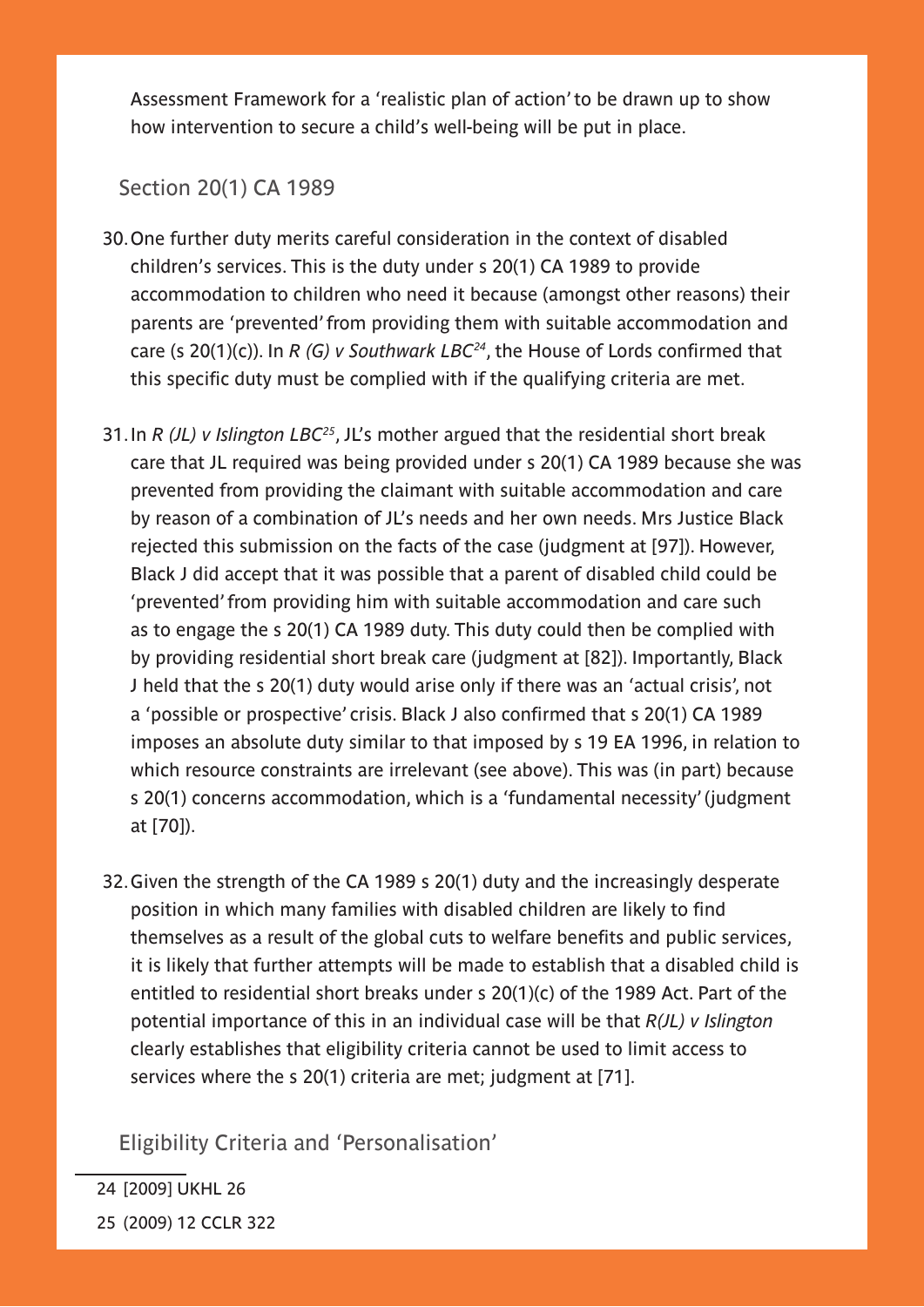Assessment Framework for a 'realistic plan of action' to be drawn up to show how intervention to secure a child's well-being will be put in place.

## Section 20(1) CA 1989

30. One further duty merits careful consideration in the context of disabled children's services. This is the duty under s 20(1) CA 1989 to provide accommodation to children who need it because (amongst other reasons) their parents are 'prevented' from providing them with suitable accommodation and care (s 20(1)(c)). In *R (G) v Southwark LBC*[24], the House of Lords confirmed that this specific duty must be complied with if the qualifying criteria are met.

31. In *R (JL) v Islington LBC*[25], JL's mother argued that the residential short break care that JL required was being provided under s 20(1) CA 1989 because she was prevented from providing the claimant with suitable accommodation and care by reason of a combination of JL's needs and her own needs. Mrs Justice Black rejected this submission on the facts of the case (judgment at [97]). However, Black J did accept that it was possible that a parent of disabled child could be 'prevented' from providing him with suitable accommodation and care such as to engage the s 20(1) CA 1989 duty. This duty could then be complied with by providing residential short break care (judgment at [82]). Importantly, Black J held that the s 20(1) duty would arise only if there was an 'actual crisis', not a 'possible or prospective' crisis. Black J also confirmed that s 20(1) CA 1989 imposes an absolute duty similar to that imposed by s 19 EA 1996, in relation to which resource constraints are irrelevant (see above). This was (in part) because s 20(1) concerns accommodation, which is a 'fundamental necessity' (judgment at [70]).

32. Given the strength of the CA 1989 s 20(1) duty and the increasingly desperate position in which many families with disabled children are likely to find themselves as a result of the global cuts to welfare benefits and public services, it is likely that further attempts will be made to establish that a disabled child is entitled to residential short breaks under s 20(1)(c) of the 1989 Act. Part of the potential importance of this in an individual case will be that *R(JL) v Islington* clearly establishes that eligibility criteria cannot be used to limit access to services where the s 20(1) criteria are met; judgment at [71].

## Eligibility Criteria and 'Personalisation'

---

24 [2009] UKHL 26

25 (2009) 12 CCLR 322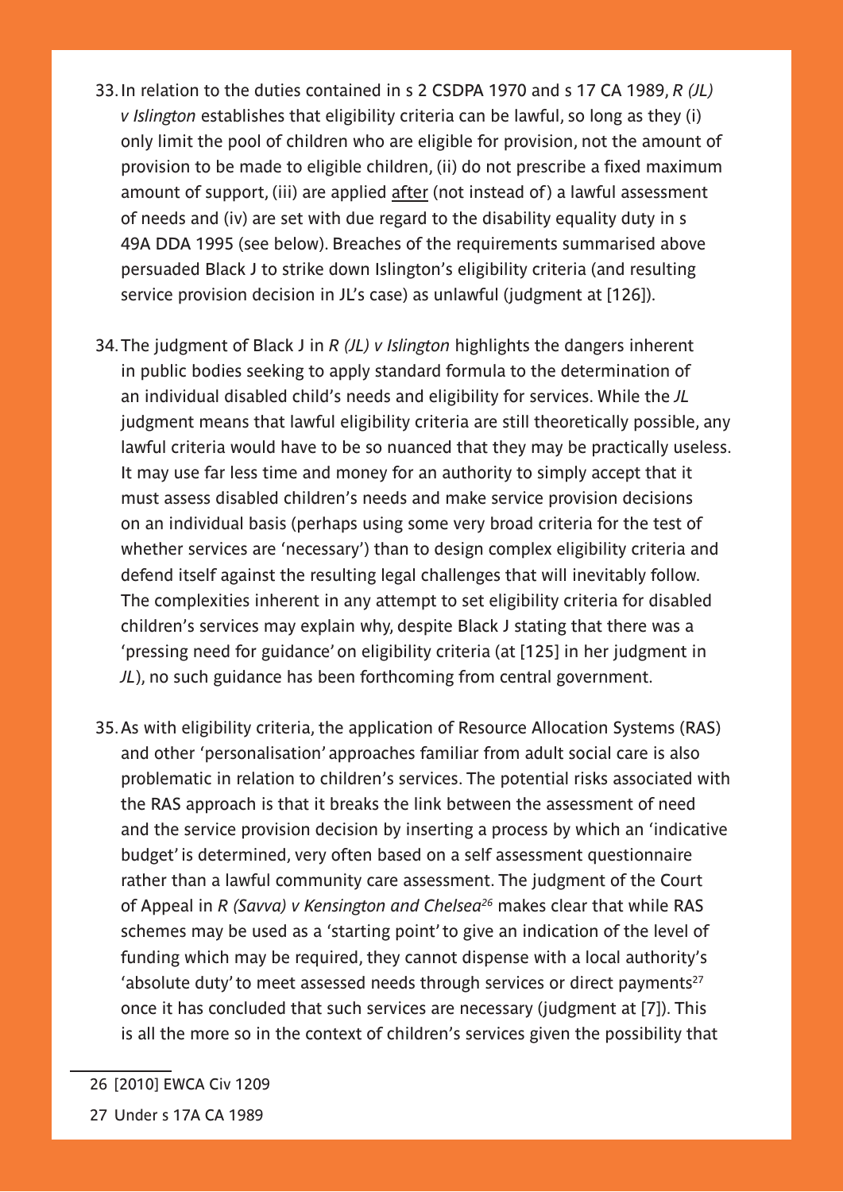33. In relation to the duties contained in s 2 CSDPA 1970 and s 17 CA 1989, *R (JL) v Islington* establishes that eligibility criteria can be lawful, so long as they (i) only limit the pool of children who are eligible for provision, not the amount of provision to be made to eligible children, (ii) do not prescribe a fixed maximum amount of support, (iii) are applied after (not instead of) a lawful assessment of needs and (iv) are set with due regard to the disability equality duty in s 49A DDA 1995 (see below). Breaches of the requirements summarised above persuaded Black J to strike down Islington's eligibility criteria (and resulting service provision decision in JL's case) as unlawful (judgment at [126]).

34. The judgment of Black J in *R (JL) v Islington* highlights the dangers inherent in public bodies seeking to apply standard formula to the determination of an individual disabled child's needs and eligibility for services. While the *JL* judgment means that lawful eligibility criteria are still theoretically possible, any lawful criteria would have to be so nuanced that they may be practically useless. It may use far less time and money for an authority to simply accept that it must assess disabled children's needs and make service provision decisions on an individual basis (perhaps using some very broad criteria for the test of whether services are 'necessary') than to design complex eligibility criteria and defend itself against the resulting legal challenges that will inevitably follow. The complexities inherent in any attempt to set eligibility criteria for disabled children's services may explain why, despite Black J stating that there was a 'pressing need for guidance' on eligibility criteria (at [125] in her judgment in *JL*), no such guidance has been forthcoming from central government.

35. As with eligibility criteria, the application of Resource Allocation Systems (RAS) and other 'personalisation' approaches familiar from adult social care is also problematic in relation to children's services. The potential risks associated with the RAS approach is that it breaks the link between the assessment of need and the service provision decision by inserting a process by which an 'indicative budget' is determined, very often based on a self assessment questionnaire rather than a lawful community care assessment. The judgment of the Court of Appeal in *R (Savva) v Kensington and Chelsea*[26] makes clear that while RAS schemes may be used as a 'starting point' to give an indication of the level of funding which may be required, they cannot dispense with a local authority's 'absolute duty' to meet assessed needs through services or direct payments[27] once it has concluded that such services are necessary (judgment at [7]). This is all the more so in the context of children's services given the possibility that

26 [2010] EWCA Civ 1209

27 Under s 17A CA 1989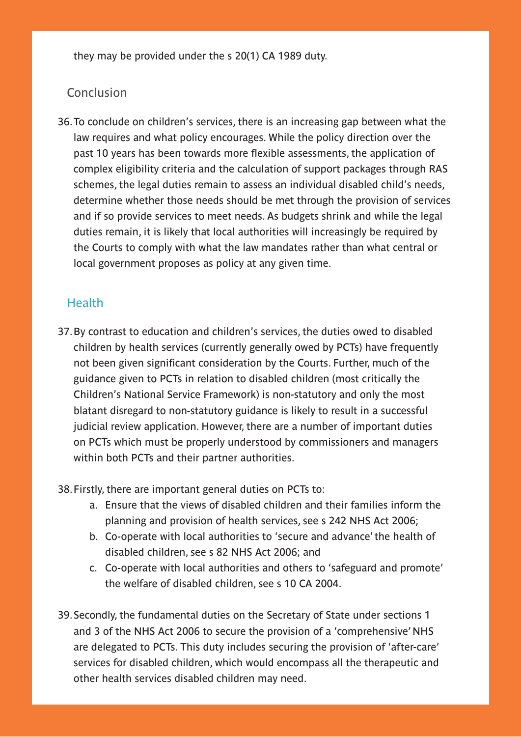they may be provided under the s 20(1) CA 1989 duty.

### Conclusion

36. To conclude on children's services, there is an increasing gap between what the law requires and what policy encourages. While the policy direction over the past 10 years has been towards more flexible assessments, the application of complex eligibility criteria and the calculation of support packages through RAS schemes, the legal duties remain to assess an individual disabled child's needs, determine whether those needs should be met through the provision of services and if so provide services to meet needs. As budgets shrink and while the legal duties remain, it is likely that local authorities will increasingly be required by the Courts to comply with what the law mandates rather than what central or local government proposes as policy at any given time.

## Health

37. By contrast to education and children's services, the duties owed to disabled children by health services (currently generally owed by PCTs) have frequently not been given significant consideration by the Courts. Further, much of the guidance given to PCTs in relation to disabled children (most critically the Children's National Service Framework) is non-statutory and only the most blatant disregard to non-statutory guidance is likely to result in a successful judicial review application. However, there are a number of important duties on PCTs which must be properly understood by commissioners and managers within both PCTs and their partner authorities.

38. Firstly, there are important general duties on PCTs to:
    a. Ensure that the views of disabled children and their families inform the planning and provision of health services, see s 242 NHS Act 2006;
    b. Co-operate with local authorities to 'secure and advance' the health of disabled children, see s 82 NHS Act 2006; and
    c. Co-operate with local authorities and others to 'safeguard and promote' the welfare of disabled children, see s 10 CA 2004.

39. Secondly, the fundamental duties on the Secretary of State under sections 1 and 3 of the NHS Act 2006 to secure the provision of a 'comprehensive' NHS are delegated to PCTs. This duty includes securing the provision of 'after-care' services for disabled children, which would encompass all the therapeutic and other health services disabled children may need.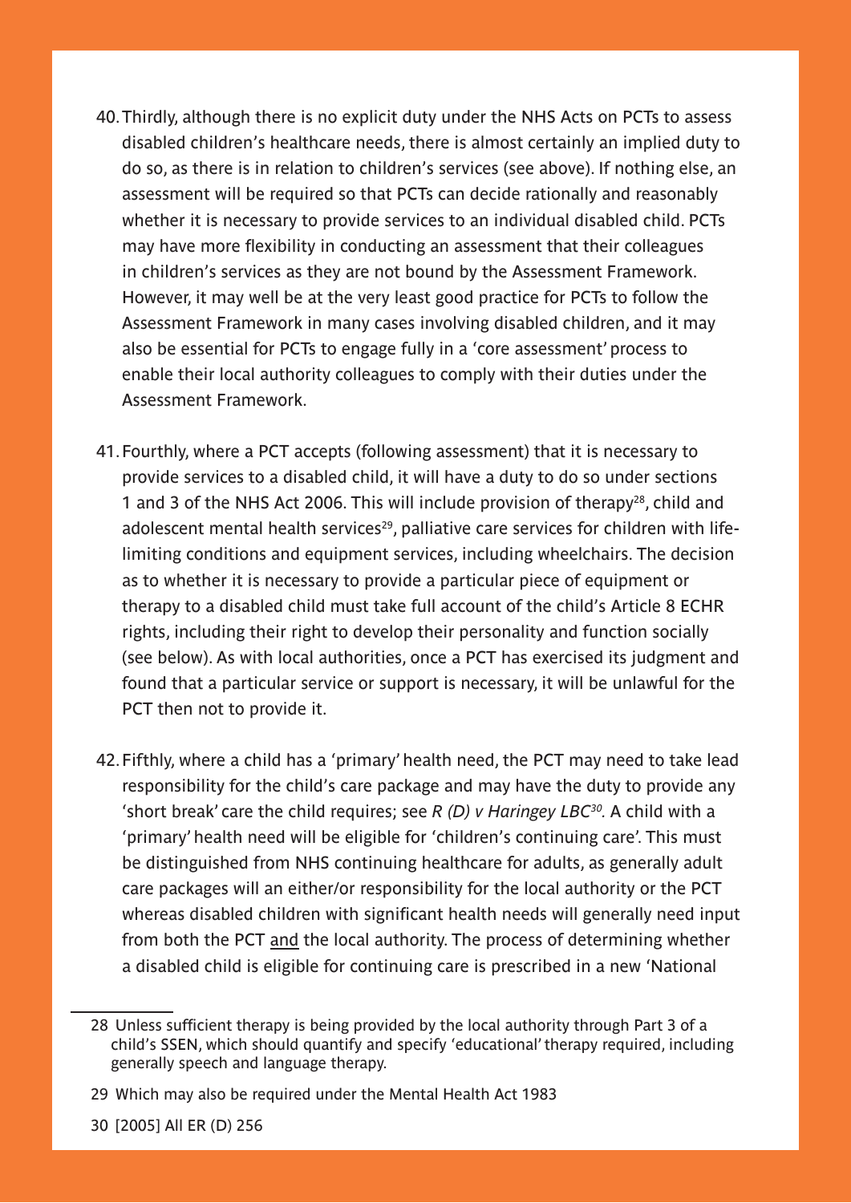40. Thirdly, although there is no explicit duty under the NHS Acts on PCTs to assess disabled children's healthcare needs, there is almost certainly an implied duty to do so, as there is in relation to children's services (see above). If nothing else, an assessment will be required so that PCTs can decide rationally and reasonably whether it is necessary to provide services to an individual disabled child. PCTs may have more flexibility in conducting an assessment that their colleagues in children's services as they are not bound by the Assessment Framework. However, it may well be at the very least good practice for PCTs to follow the Assessment Framework in many cases involving disabled children, and it may also be essential for PCTs to engage fully in a 'core assessment' process to enable their local authority colleagues to comply with their duties under the Assessment Framework.

41. Fourthly, where a PCT accepts (following assessment) that it is necessary to provide services to a disabled child, it will have a duty to do so under sections 1 and 3 of the NHS Act 2006. This will include provision of therapy[28], child and adolescent mental health services[29], palliative care services for children with life-limiting conditions and equipment services, including wheelchairs. The decision as to whether it is necessary to provide a particular piece of equipment or therapy to a disabled child must take full account of the child's Article 8 ECHR rights, including their right to develop their personality and function socially (see below). As with local authorities, once a PCT has exercised its judgment and found that a particular service or support is necessary, it will be unlawful for the PCT then not to provide it.

42. Fifthly, where a child has a 'primary' health need, the PCT may need to take lead responsibility for the child's care package and may have the duty to provide any 'short break' care the child requires; see *R (D) v Haringey LBC*[30]. A child with a 'primary' health need will be eligible for 'children's continuing care'. This must be distinguished from NHS continuing healthcare for adults, as generally adult care packages will an either/or responsibility for the local authority or the PCT whereas disabled children with significant health needs will generally need input from both the PCT <u>and</u> the local authority. The process of determining whether a disabled child is eligible for continuing care is prescribed in a new 'National

---

28 Unless sufficient therapy is being provided by the local authority through Part 3 of a child's SSEN, which should quantify and specify 'educational' therapy required, including generally speech and language therapy.

29 Which may also be required under the Mental Health Act 1983

30 [2005] All ER (D) 256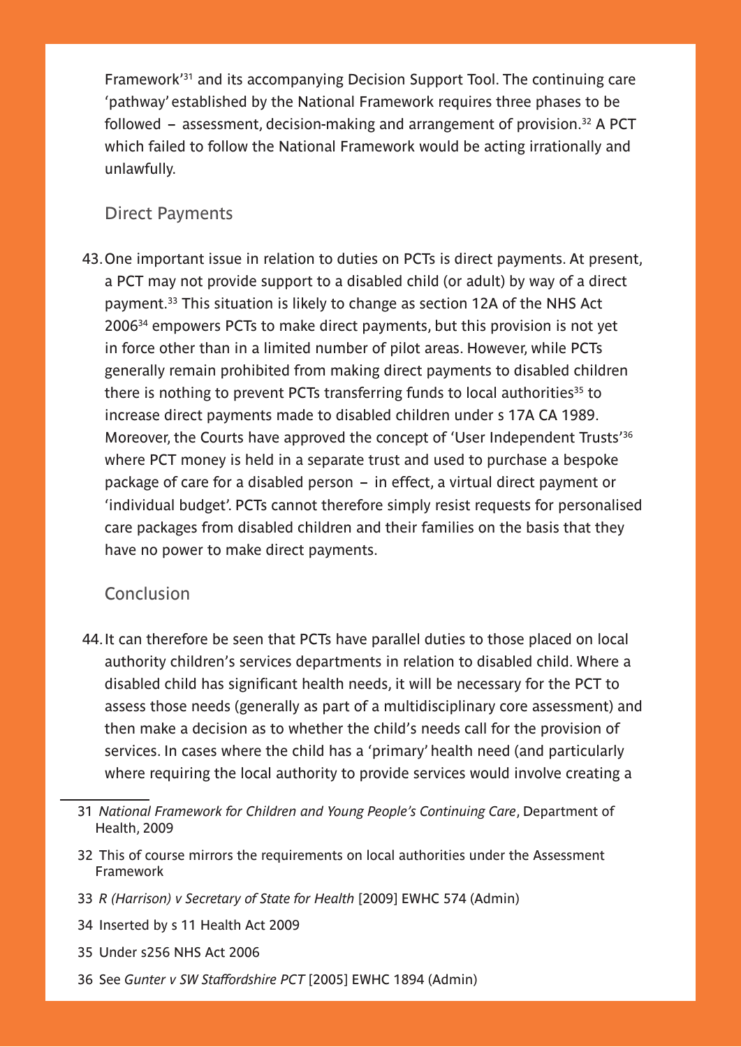Framework'[31] and its accompanying Decision Support Tool. The continuing care 'pathway' established by the National Framework requires three phases to be followed – assessment, decision-making and arrangement of provision.[32] A PCT which failed to follow the National Framework would be acting irrationally and unlawfully.

## Direct Payments

43. One important issue in relation to duties on PCTs is direct payments. At present, a PCT may not provide support to a disabled child (or adult) by way of a direct payment.[33] This situation is likely to change as section 12A of the NHS Act 2006[34] empowers PCTs to make direct payments, but this provision is not yet in force other than in a limited number of pilot areas. However, while PCTs generally remain prohibited from making direct payments to disabled children there is nothing to prevent PCTs transferring funds to local authorities[35] to increase direct payments made to disabled children under s 17A CA 1989. Moreover, the Courts have approved the concept of 'User Independent Trusts'[36] where PCT money is held in a separate trust and used to purchase a bespoke package of care for a disabled person – in effect, a virtual direct payment or 'individual budget'. PCTs cannot therefore simply resist requests for personalised care packages from disabled children and their families on the basis that they have no power to make direct payments.

## Conclusion

44. It can therefore be seen that PCTs have parallel duties to those placed on local authority children's services departments in relation to disabled child. Where a disabled child has significant health needs, it will be necessary for the PCT to assess those needs (generally as part of a multidisciplinary core assessment) and then make a decision as to whether the child's needs call for the provision of services. In cases where the child has a 'primary' health need (and particularly where requiring the local authority to provide services would involve creating a

---

31 *National Framework for Children and Young People's Continuing Care*, Department of Health, 2009

32 This of course mirrors the requirements on local authorities under the Assessment Framework

33 *R (Harrison) v Secretary of State for Health* [2009] EWHC 574 (Admin)

34 Inserted by s 11 Health Act 2009

35 Under s256 NHS Act 2006

36 See *Gunter v SW Staffordshire PCT* [2005] EWHC 1894 (Admin)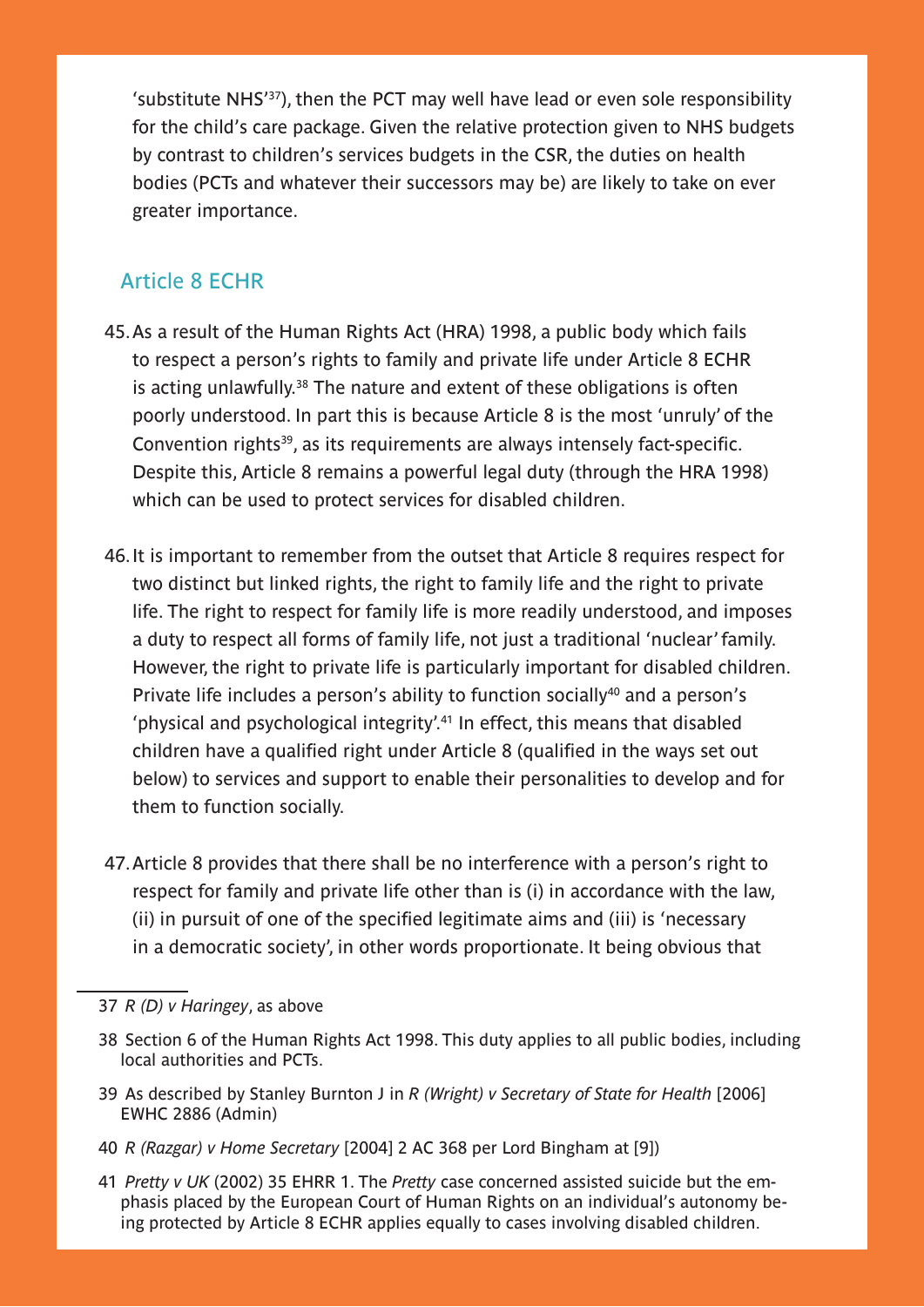'substitute NHS'[37]), then the PCT may well have lead or even sole responsibility for the child's care package. Given the relative protection given to NHS budgets by contrast to children's services budgets in the CSR, the duties on health bodies (PCTs and whatever their successors may be) are likely to take on ever greater importance.

## Article 8 ECHR

45. As a result of the Human Rights Act (HRA) 1998, a public body which fails to respect a person's rights to family and private life under Article 8 ECHR is acting unlawfully.[38] The nature and extent of these obligations is often poorly understood. In part this is because Article 8 is the most 'unruly' of the Convention rights[39], as its requirements are always intensely fact-specific. Despite this, Article 8 remains a powerful legal duty (through the HRA 1998) which can be used to protect services for disabled children.

46. It is important to remember from the outset that Article 8 requires respect for two distinct but linked rights, the right to family life and the right to private life. The right to respect for family life is more readily understood, and imposes a duty to respect all forms of family life, not just a traditional 'nuclear' family. However, the right to private life is particularly important for disabled children. Private life includes a person's ability to function socially[40] and a person's 'physical and psychological integrity'.[41] In effect, this means that disabled children have a qualified right under Article 8 (qualified in the ways set out below) to services and support to enable their personalities to develop and for them to function socially.

47. Article 8 provides that there shall be no interference with a person's right to respect for family and private life other than is (i) in accordance with the law, (ii) in pursuit of one of the specified legitimate aims and (iii) is 'necessary in a democratic society', in other words proportionate. It being obvious that

---

37 *R (D) v Haringey*, as above

38 Section 6 of the Human Rights Act 1998. This duty applies to all public bodies, including local authorities and PCTs.

39 As described by Stanley Burnton J in *R (Wright) v Secretary of State for Health* [2006] EWHC 2886 (Admin)

40 *R (Razgar) v Home Secretary* [2004] 2 AC 368 per Lord Bingham at [9])

41 *Pretty v UK* (2002) 35 EHRR 1. The *Pretty* case concerned assisted suicide but the emphasis placed by the European Court of Human Rights on an individual's autonomy being protected by Article 8 ECHR applies equally to cases involving disabled children.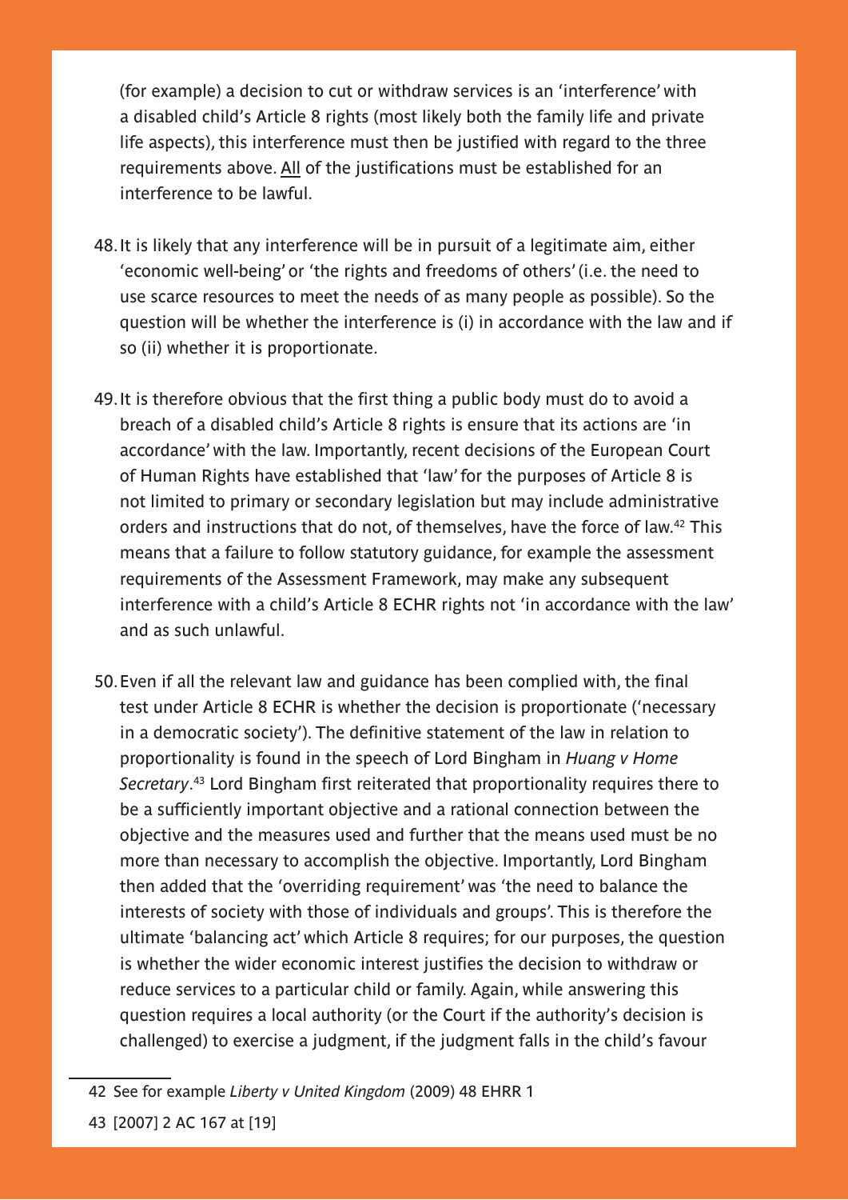(for example) a decision to cut or withdraw services is an 'interference' with a disabled child's Article 8 rights (most likely both the family life and private life aspects), this interference must then be justified with regard to the three requirements above. <u>All</u> of the justifications must be established for an interference to be lawful.

48. It is likely that any interference will be in pursuit of a legitimate aim, either 'economic well-being' or 'the rights and freedoms of others' (i.e. the need to use scarce resources to meet the needs of as many people as possible). So the question will be whether the interference is (i) in accordance with the law and if so (ii) whether it is proportionate.

49. It is therefore obvious that the first thing a public body must do to avoid a breach of a disabled child's Article 8 rights is ensure that its actions are 'in accordance' with the law. Importantly, recent decisions of the European Court of Human Rights have established that 'law' for the purposes of Article 8 is not limited to primary or secondary legislation but may include administrative orders and instructions that do not, of themselves, have the force of law.[42] This means that a failure to follow statutory guidance, for example the assessment requirements of the Assessment Framework, may make any subsequent interference with a child's Article 8 ECHR rights not 'in accordance with the law' and as such unlawful.

50. Even if all the relevant law and guidance has been complied with, the final test under Article 8 ECHR is whether the decision is proportionate ('necessary in a democratic society'). The definitive statement of the law in relation to proportionality is found in the speech of Lord Bingham in *Huang v Home Secretary*.[43] Lord Bingham first reiterated that proportionality requires there to be a sufficiently important objective and a rational connection between the objective and the measures used and further that the means used must be no more than necessary to accomplish the objective. Importantly, Lord Bingham then added that the 'overriding requirement' was 'the need to balance the interests of society with those of individuals and groups'. This is therefore the ultimate 'balancing act' which Article 8 requires; for our purposes, the question is whether the wider economic interest justifies the decision to withdraw or reduce services to a particular child or family. Again, while answering this question requires a local authority (or the Court if the authority's decision is challenged) to exercise a judgment, if the judgment falls in the child's favour

---

42 See for example *Liberty v United Kingdom* (2009) 48 EHRR 1

43 [2007] 2 AC 167 at [19]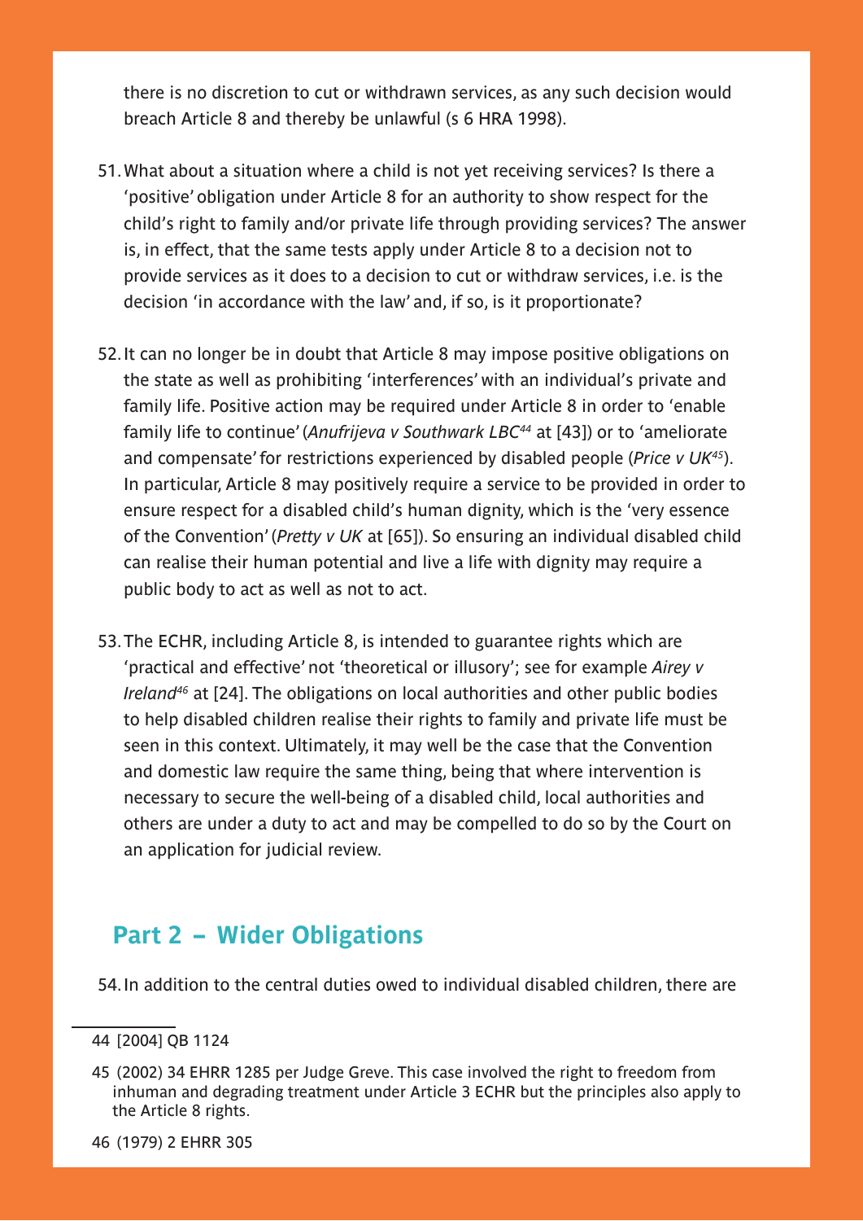there is no discretion to cut or withdrawn services, as any such decision would breach Article 8 and thereby be unlawful (s 6 HRA 1998).

51. What about a situation where a child is not yet receiving services? Is there a 'positive' obligation under Article 8 for an authority to show respect for the child's right to family and/or private life through providing services? The answer is, in effect, that the same tests apply under Article 8 to a decision not to provide services as it does to a decision to cut or withdraw services, i.e. is the decision 'in accordance with the law' and, if so, is it proportionate?

52. It can no longer be in doubt that Article 8 may impose positive obligations on the state as well as prohibiting 'interferences' with an individual's private and family life. Positive action may be required under Article 8 in order to 'enable family life to continue' (*Anufrijeva v Southwark LBC*[44] at [43]) or to 'ameliorate and compensate' for restrictions experienced by disabled people (*Price v UK*[45]). In particular, Article 8 may positively require a service to be provided in order to ensure respect for a disabled child's human dignity, which is the 'very essence of the Convention' (*Pretty v UK* at [65]). So ensuring an individual disabled child can realise their human potential and live a life with dignity may require a public body to act as well as not to act.

53. The ECHR, including Article 8, is intended to guarantee rights which are 'practical and effective' not 'theoretical or illusory'; see for example *Airey v Ireland*[46] at [24]. The obligations on local authorities and other public bodies to help disabled children realise their rights to family and private life must be seen in this context. Ultimately, it may well be the case that the Convention and domestic law require the same thing, being that where intervention is necessary to secure the well-being of a disabled child, local authorities and others are under a duty to act and may be compelled to do so by the Court on an application for judicial review.

## Part 2 – Wider Obligations

54. In addition to the central duties owed to individual disabled children, there are

---

44 [2004] QB 1124

45 (2002) 34 EHRR 1285 per Judge Greve. This case involved the right to freedom from inhuman and degrading treatment under Article 3 ECHR but the principles also apply to the Article 8 rights.

46 (1979) 2 EHRR 305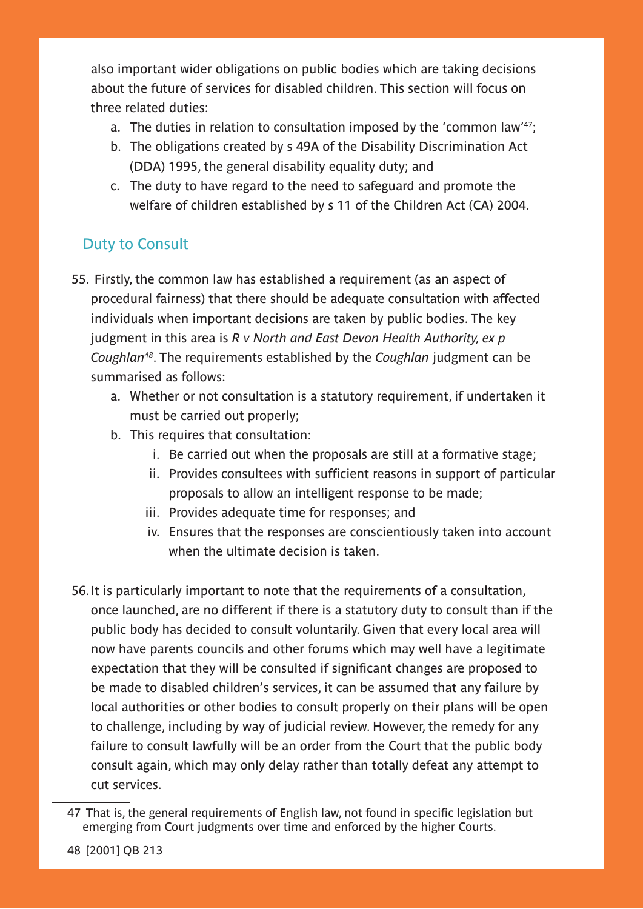also important wider obligations on public bodies which are taking decisions about the future of services for disabled children. This section will focus on three related duties:

a. The duties in relation to consultation imposed by the 'common law'[47];
b. The obligations created by s 49A of the Disability Discrimination Act (DDA) 1995, the general disability equality duty; and
c. The duty to have regard to the need to safeguard and promote the welfare of children established by s 11 of the Children Act (CA) 2004.

## Duty to Consult

55. Firstly, the common law has established a requirement (as an aspect of procedural fairness) that there should be adequate consultation with affected individuals when important decisions are taken by public bodies. The key judgment in this area is *R v North and East Devon Health Authority, ex p Coughlan*[48]. The requirements established by the *Coughlan* judgment can be summarised as follows:

    a. Whether or not consultation is a statutory requirement, if undertaken it must be carried out properly;
    b. This requires that consultation:
        i. Be carried out when the proposals are still at a formative stage;
        ii. Provides consultees with sufficient reasons in support of particular proposals to allow an intelligent response to be made;
        iii. Provides adequate time for responses; and
        iv. Ensures that the responses are conscientiously taken into account when the ultimate decision is taken.

56. It is particularly important to note that the requirements of a consultation, once launched, are no different if there is a statutory duty to consult than if the public body has decided to consult voluntarily. Given that every local area will now have parents councils and other forums which may well have a legitimate expectation that they will be consulted if significant changes are proposed to be made to disabled children's services, it can be assumed that any failure by local authorities or other bodies to consult properly on their plans will be open to challenge, including by way of judicial review. However, the remedy for any failure to consult lawfully will be an order from the Court that the public body consult again, which may only delay rather than totally defeat any attempt to cut services.

---

47 That is, the general requirements of English law, not found in specific legislation but emerging from Court judgments over time and enforced by the higher Courts.

48 [2001] QB 213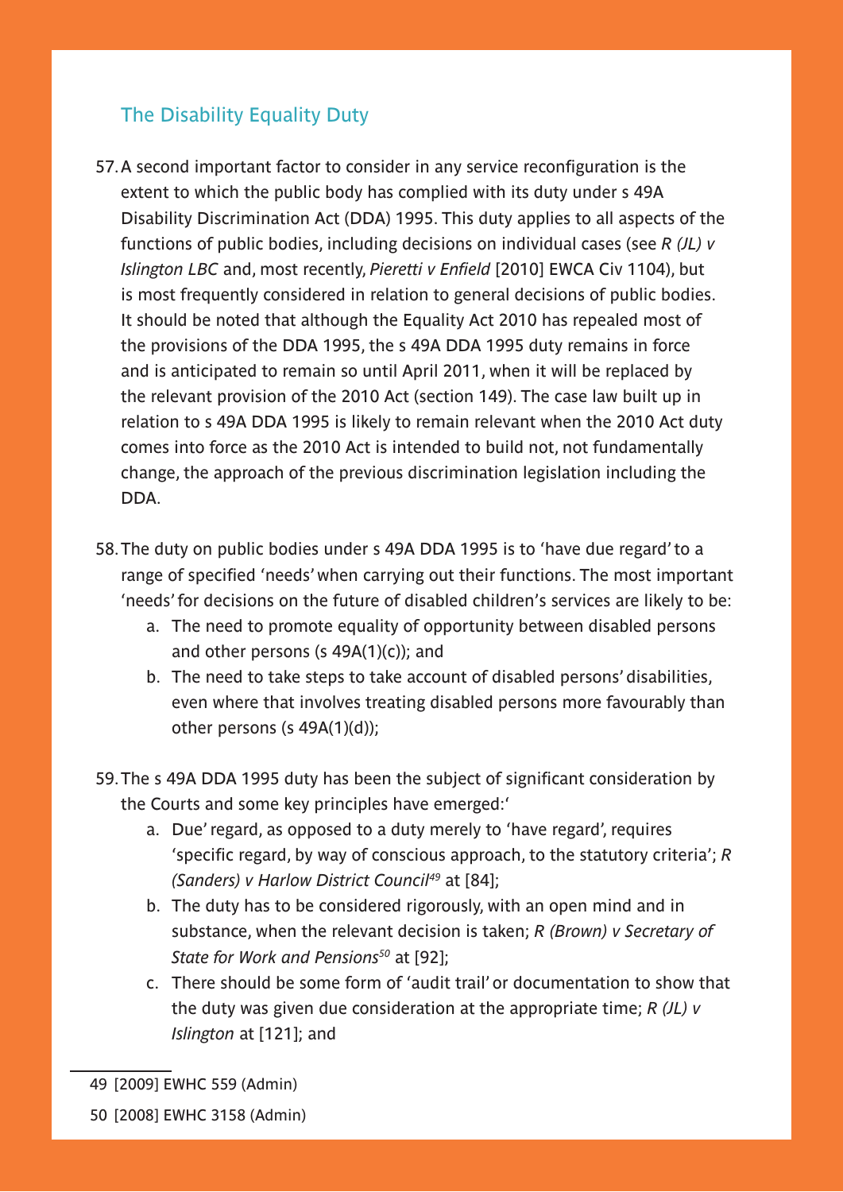## The Disability Equality Duty

57. A second important factor to consider in any service reconfiguration is the extent to which the public body has complied with its duty under s 49A Disability Discrimination Act (DDA) 1995. This duty applies to all aspects of the functions of public bodies, including decisions on individual cases (see *R (JL) v Islington LBC* and, most recently, *Pieretti v Enfield* [2010] EWCA Civ 1104), but is most frequently considered in relation to general decisions of public bodies. It should be noted that although the Equality Act 2010 has repealed most of the provisions of the DDA 1995, the s 49A DDA 1995 duty remains in force and is anticipated to remain so until April 2011, when it will be replaced by the relevant provision of the 2010 Act (section 149). The case law built up in relation to s 49A DDA 1995 is likely to remain relevant when the 2010 Act duty comes into force as the 2010 Act is intended to build not, not fundamentally change, the approach of the previous discrimination legislation including the DDA.

58. The duty on public bodies under s 49A DDA 1995 is to 'have due regard' to a range of specified 'needs' when carrying out their functions. The most important 'needs' for decisions on the future of disabled children's services are likely to be:
    a. The need to promote equality of opportunity between disabled persons and other persons (s 49A(1)(c)); and
    b. The need to take steps to take account of disabled persons' disabilities, even where that involves treating disabled persons more favourably than other persons (s 49A(1)(d));

59. The s 49A DDA 1995 duty has been the subject of significant consideration by the Courts and some key principles have emerged:'
    a. Due' regard, as opposed to a duty merely to 'have regard', requires 'specific regard, by way of conscious approach, to the statutory criteria'; *R (Sanders) v Harlow District Council*[49] at [84];
    b. The duty has to be considered rigorously, with an open mind and in substance, when the relevant decision is taken; *R (Brown) v Secretary of State for Work and Pensions*[50] at [92];
    c. There should be some form of 'audit trail' or documentation to show that the duty was given due consideration at the appropriate time; *R (JL) v Islington* at [121]; and

---

49 [2009] EWHC 559 (Admin)

50 [2008] EWHC 3158 (Admin)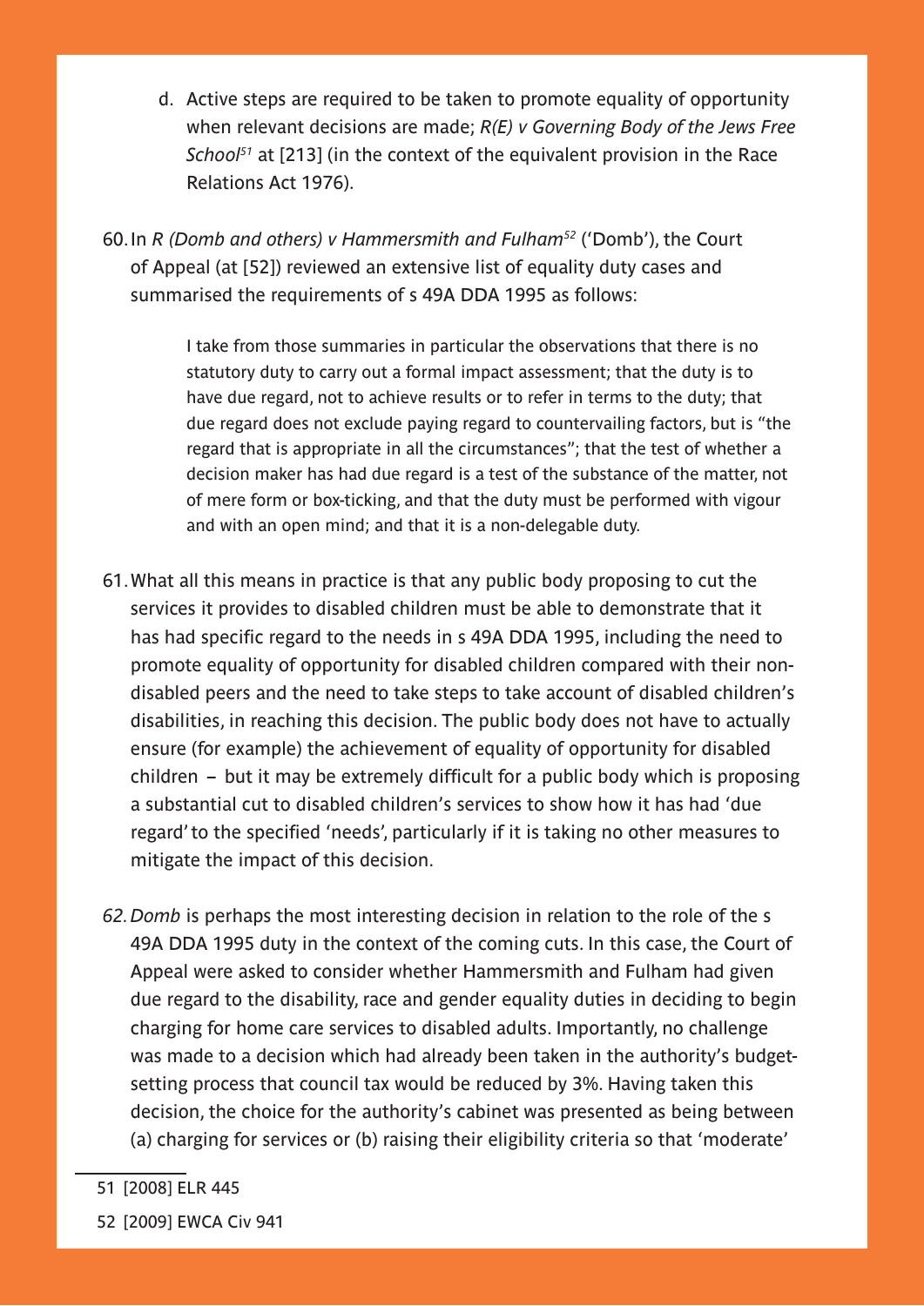d. Active steps are required to be taken to promote equality of opportunity when relevant decisions are made; *R(E) v Governing Body of the Jews Free School*[51] at [213] (in the context of the equivalent provision in the Race Relations Act 1976).

60. In *R (Domb and others) v Hammersmith and Fulham*[52] ('Domb'), the Court of Appeal (at [52]) reviewed an extensive list of equality duty cases and summarised the requirements of s 49A DDA 1995 as follows:

> I take from those summaries in particular the observations that there is no statutory duty to carry out a formal impact assessment; that the duty is to have due regard, not to achieve results or to refer in terms to the duty; that due regard does not exclude paying regard to countervailing factors, but is "the regard that is appropriate in all the circumstances"; that the test of whether a decision maker has had due regard is a test of the substance of the matter, not of mere form or box-ticking, and that the duty must be performed with vigour and with an open mind; and that it is a non-delegable duty.

61. What all this means in practice is that any public body proposing to cut the services it provides to disabled children must be able to demonstrate that it has had specific regard to the needs in s 49A DDA 1995, including the need to promote equality of opportunity for disabled children compared with their non-disabled peers and the need to take steps to take account of disabled children's disabilities, in reaching this decision. The public body does not have to actually ensure (for example) the achievement of equality of opportunity for disabled children – but it may be extremely difficult for a public body which is proposing a substantial cut to disabled children's services to show how it has had 'due regard' to the specified 'needs', particularly if it is taking no other measures to mitigate the impact of this decision.

62. *Domb* is perhaps the most interesting decision in relation to the role of the s 49A DDA 1995 duty in the context of the coming cuts. In this case, the Court of Appeal were asked to consider whether Hammersmith and Fulham had given due regard to the disability, race and gender equality duties in deciding to begin charging for home care services to disabled adults. Importantly, no challenge was made to a decision which had already been taken in the authority's budget-setting process that council tax would be reduced by 3%. Having taken this decision, the choice for the authority's cabinet was presented as being between (a) charging for services or (b) raising their eligibility criteria so that 'moderate'

---

51 [2008] ELR 445

52 [2009] EWCA Civ 941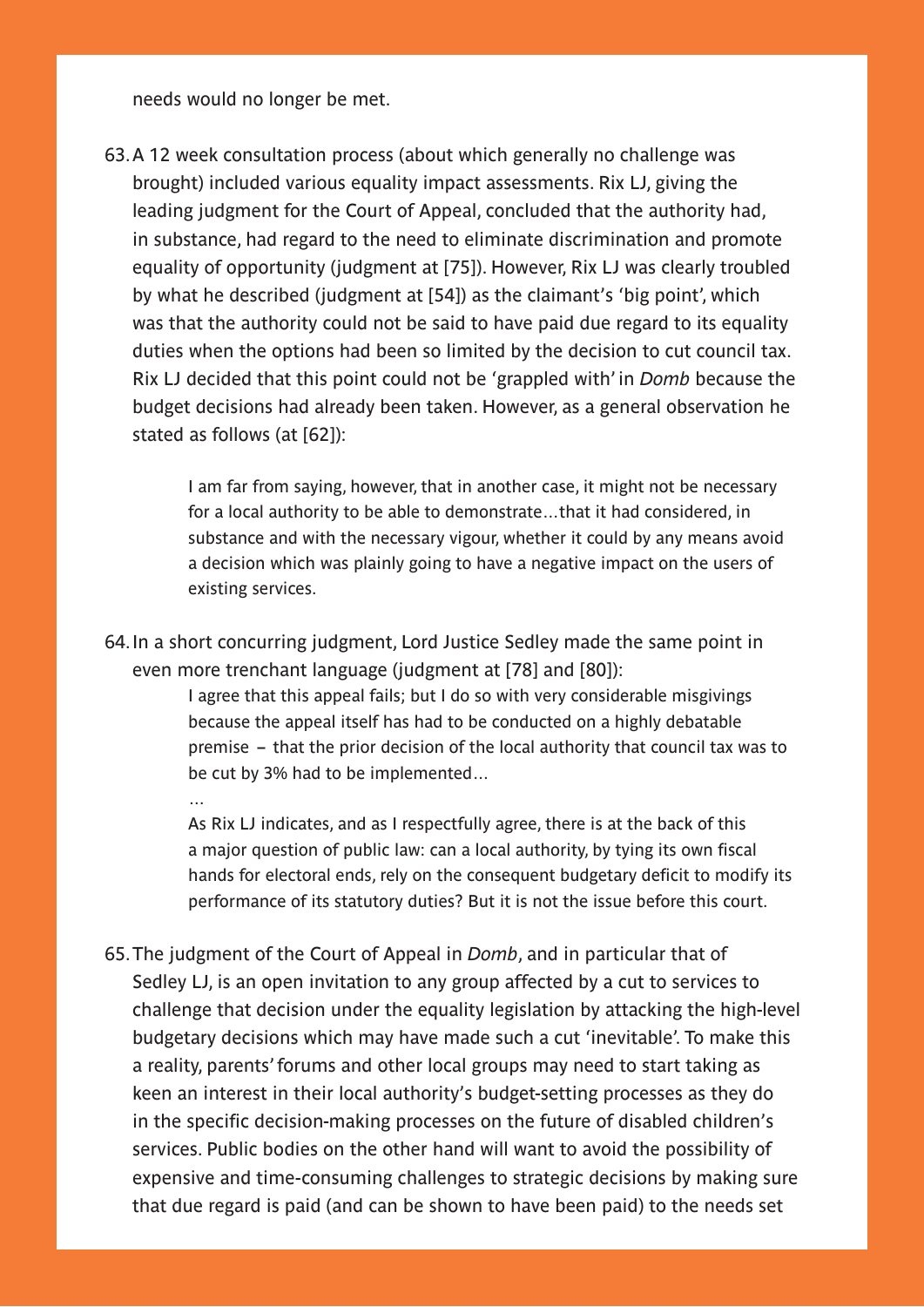needs would no longer be met.

63. A 12 week consultation process (about which generally no challenge was brought) included various equality impact assessments. Rix LJ, giving the leading judgment for the Court of Appeal, concluded that the authority had, in substance, had regard to the need to eliminate discrimination and promote equality of opportunity (judgment at [75]). However, Rix LJ was clearly troubled by what he described (judgment at [54]) as the claimant's 'big point', which was that the authority could not be said to have paid due regard to its equality duties when the options had been so limited by the decision to cut council tax. Rix LJ decided that this point could not be 'grappled with' in *Domb* because the budget decisions had already been taken. However, as a general observation he stated as follows (at [62]):

> I am far from saying, however, that in another case, it might not be necessary for a local authority to be able to demonstrate…that it had considered, in substance and with the necessary vigour, whether it could by any means avoid a decision which was plainly going to have a negative impact on the users of existing services.

64. In a short concurring judgment, Lord Justice Sedley made the same point in even more trenchant language (judgment at [78] and [80]):

> I agree that this appeal fails; but I do so with very considerable misgivings because the appeal itself has had to be conducted on a highly debatable premise – that the prior decision of the local authority that council tax was to be cut by 3% had to be implemented…
>
> …
>
> As Rix LJ indicates, and as I respectfully agree, there is at the back of this a major question of public law: can a local authority, by tying its own fiscal hands for electoral ends, rely on the consequent budgetary deficit to modify its performance of its statutory duties? But it is not the issue before this court.

65. The judgment of the Court of Appeal in *Domb*, and in particular that of Sedley LJ, is an open invitation to any group affected by a cut to services to challenge that decision under the equality legislation by attacking the high-level budgetary decisions which may have made such a cut 'inevitable'. To make this a reality, parents' forums and other local groups may need to start taking as keen an interest in their local authority's budget-setting processes as they do in the specific decision-making processes on the future of disabled children's services. Public bodies on the other hand will want to avoid the possibility of expensive and time-consuming challenges to strategic decisions by making sure that due regard is paid (and can be shown to have been paid) to the needs set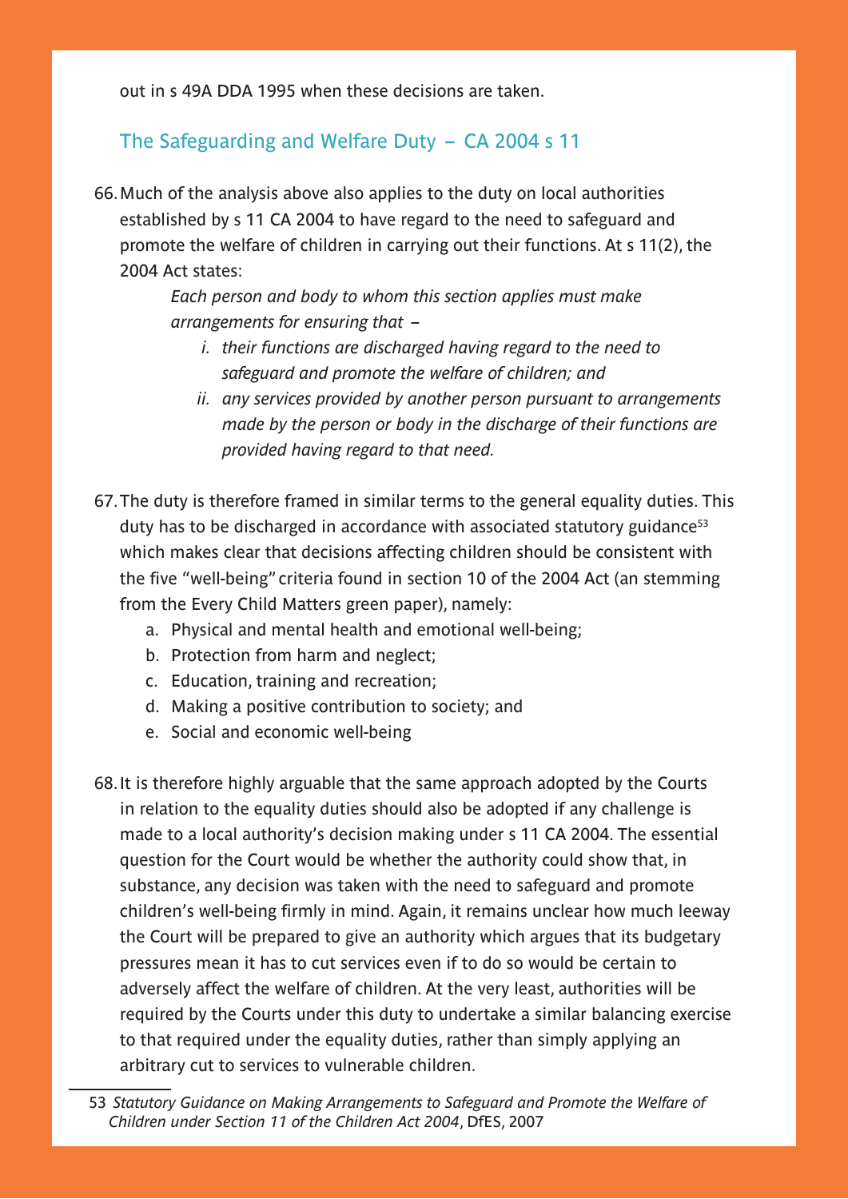out in s 49A DDA 1995 when these decisions are taken.

## The Safeguarding and Welfare Duty – CA 2004 s 11

66. Much of the analysis above also applies to the duty on local authorities established by s 11 CA 2004 to have regard to the need to safeguard and promote the welfare of children in carrying out their functions. At s 11(2), the 2004 Act states:

> *Each person and body to whom this section applies must make arrangements for ensuring that –*
>
> *i. their functions are discharged having regard to the need to safeguard and promote the welfare of children; and*
>
> *ii. any services provided by another person pursuant to arrangements made by the person or body in the discharge of their functions are provided having regard to that need.*

67. The duty is therefore framed in similar terms to the general equality duties. This duty has to be discharged in accordance with associated statutory guidance[53] which makes clear that decisions affecting children should be consistent with the five "well-being" criteria found in section 10 of the 2004 Act (an stemming from the Every Child Matters green paper), namely:
    a. Physical and mental health and emotional well-being;
    b. Protection from harm and neglect;
    c. Education, training and recreation;
    d. Making a positive contribution to society; and
    e. Social and economic well-being

68. It is therefore highly arguable that the same approach adopted by the Courts in relation to the equality duties should also be adopted if any challenge is made to a local authority's decision making under s 11 CA 2004. The essential question for the Court would be whether the authority could show that, in substance, any decision was taken with the need to safeguard and promote children's well-being firmly in mind. Again, it remains unclear how much leeway the Court will be prepared to give an authority which argues that its budgetary pressures mean it has to cut services even if to do so would be certain to adversely affect the welfare of children. At the very least, authorities will be required by the Courts under this duty to undertake a similar balancing exercise to that required under the equality duties, rather than simply applying an arbitrary cut to services to vulnerable children.

---

53 *Statutory Guidance on Making Arrangements to Safeguard and Promote the Welfare of Children under Section 11 of the Children Act 2004*, DfES, 2007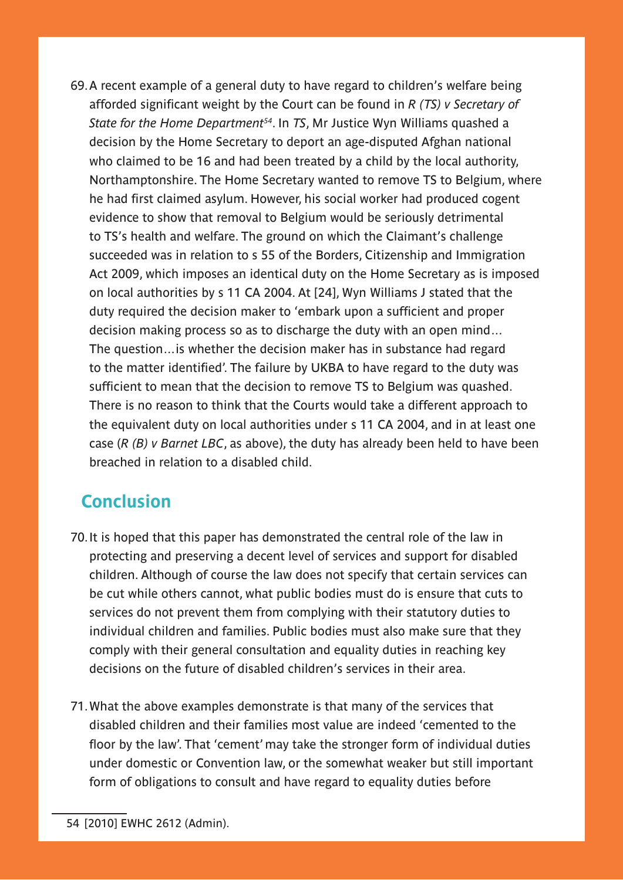69. A recent example of a general duty to have regard to children's welfare being afforded significant weight by the Court can be found in *R (TS) v Secretary of State for the Home Department*[54]. In *TS*, Mr Justice Wyn Williams quashed a decision by the Home Secretary to deport an age-disputed Afghan national who claimed to be 16 and had been treated by a child by the local authority, Northamptonshire. The Home Secretary wanted to remove TS to Belgium, where he had first claimed asylum. However, his social worker had produced cogent evidence to show that removal to Belgium would be seriously detrimental to TS's health and welfare. The ground on which the Claimant's challenge succeeded was in relation to s 55 of the Borders, Citizenship and Immigration Act 2009, which imposes an identical duty on the Home Secretary as is imposed on local authorities by s 11 CA 2004. At [24], Wyn Williams J stated that the duty required the decision maker to 'embark upon a sufficient and proper decision making process so as to discharge the duty with an open mind… The question…is whether the decision maker has in substance had regard to the matter identified'. The failure by UKBA to have regard to the duty was sufficient to mean that the decision to remove TS to Belgium was quashed. There is no reason to think that the Courts would take a different approach to the equivalent duty on local authorities under s 11 CA 2004, and in at least one case (*R (B) v Barnet LBC*, as above), the duty has already been held to have been breached in relation to a disabled child.

## Conclusion

70. It is hoped that this paper has demonstrated the central role of the law in protecting and preserving a decent level of services and support for disabled children. Although of course the law does not specify that certain services can be cut while others cannot, what public bodies must do is ensure that cuts to services do not prevent them from complying with their statutory duties to individual children and families. Public bodies must also make sure that they comply with their general consultation and equality duties in reaching key decisions on the future of disabled children's services in their area.

71. What the above examples demonstrate is that many of the services that disabled children and their families most value are indeed 'cemented to the floor by the law'. That 'cement' may take the stronger form of individual duties under domestic or Convention law, or the somewhat weaker but still important form of obligations to consult and have regard to equality duties before

54 [2010] EWHC 2612 (Admin).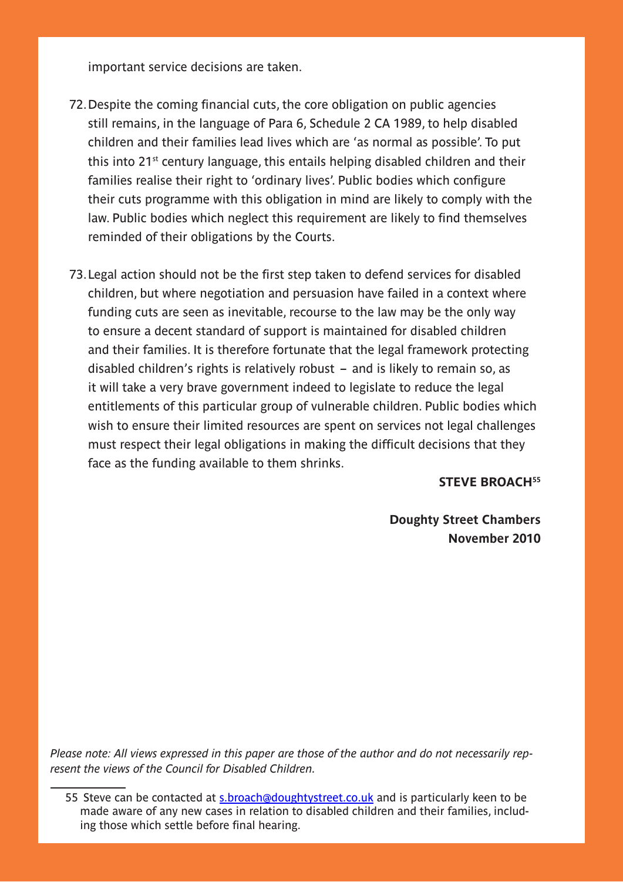important service decisions are taken.

72. Despite the coming financial cuts, the core obligation on public agencies still remains, in the language of Para 6, Schedule 2 CA 1989, to help disabled children and their families lead lives which are 'as normal as possible'. To put this into 21st century language, this entails helping disabled children and their families realise their right to 'ordinary lives'. Public bodies which configure their cuts programme with this obligation in mind are likely to comply with the law. Public bodies which neglect this requirement are likely to find themselves reminded of their obligations by the Courts.

73. Legal action should not be the first step taken to defend services for disabled children, but where negotiation and persuasion have failed in a context where funding cuts are seen as inevitable, recourse to the law may be the only way to ensure a decent standard of support is maintained for disabled children and their families. It is therefore fortunate that the legal framework protecting disabled children's rights is relatively robust – and is likely to remain so, as it will take a very brave government indeed to legislate to reduce the legal entitlements of this particular group of vulnerable children. Public bodies which wish to ensure their limited resources are spent on services not legal challenges must respect their legal obligations in making the difficult decisions that they face as the funding available to them shrinks.

**STEVE BROACH**[55]

**Doughty Street Chambers**
**November 2010**

*Please note: All views expressed in this paper are those of the author and do not necessarily represent the views of the Council for Disabled Children.*

55 Steve can be contacted at s.broach@doughtystreet.co.uk and is particularly keen to be made aware of any new cases in relation to disabled children and their families, including those which settle before final hearing.